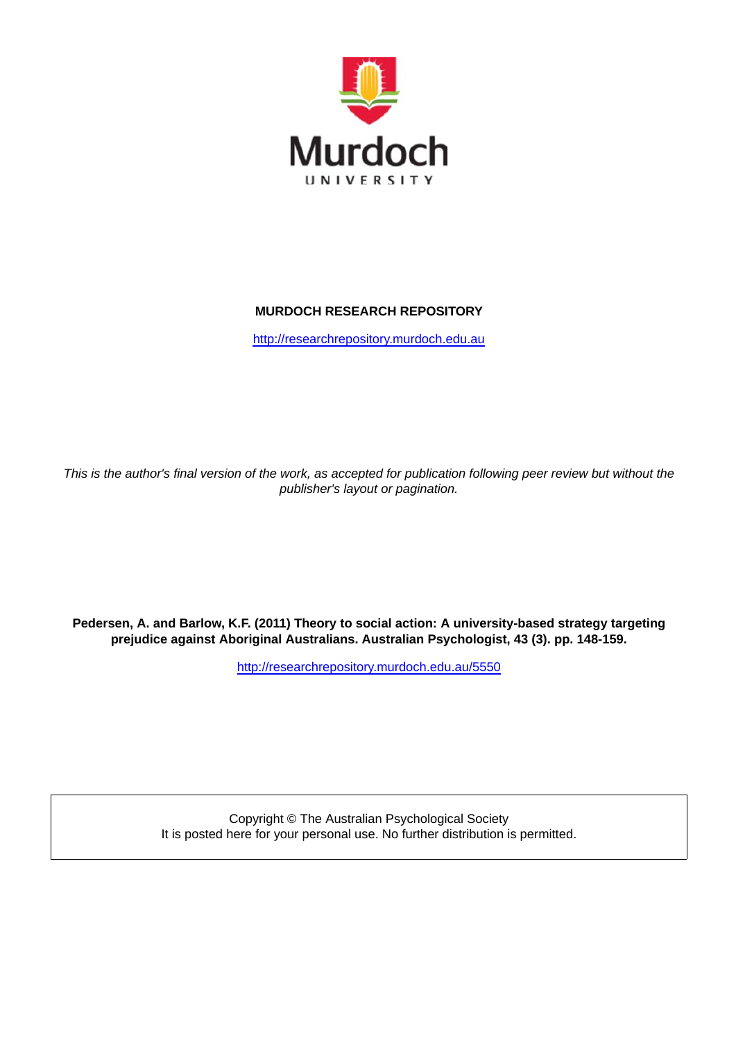Murdoch

UNIVERSITY

**MURDOCH RESEARCH REPOSITORY**

http://researchrepository.murdoch.edu.au

*This is the author's final version of the work, as accepted for publication following peer review but without the publisher's layout or pagination.*

**Pedersen, A. and Barlow, K.F. (2011) Theory to social action: A university-based strategy targeting prejudice against Aboriginal Australians. Australian Psychologist, 43 (3). pp. 148-159.**

http://researchrepository.murdoch.edu.au/5550

Copyright © The Australian Psychological Society
It is posted here for your personal use. No further distribution is permitted.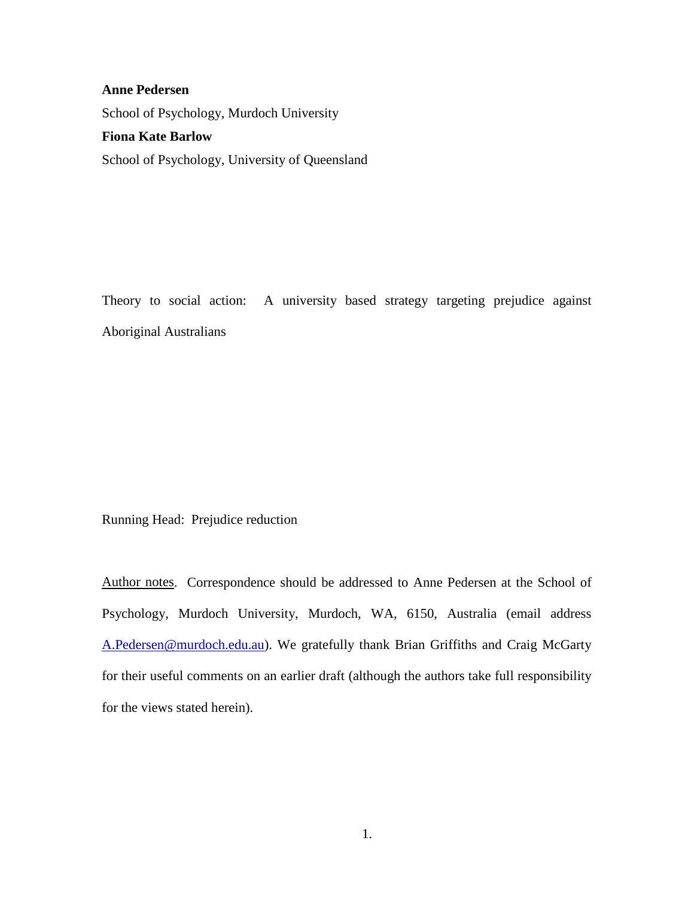**Anne Pedersen**

School of Psychology, Murdoch University

**Fiona Kate Barlow**

School of Psychology, University of Queensland

Theory to social action: A university based strategy targeting prejudice against Aboriginal Australians

Running Head: Prejudice reduction

Author notes. Correspondence should be addressed to Anne Pedersen at the School of Psychology, Murdoch University, Murdoch, WA, 6150, Australia (email address A.Pedersen@murdoch.edu.au). We gratefully thank Brian Griffiths and Craig McGarty for their useful comments on an earlier draft (although the authors take full responsibility for the views stated herein).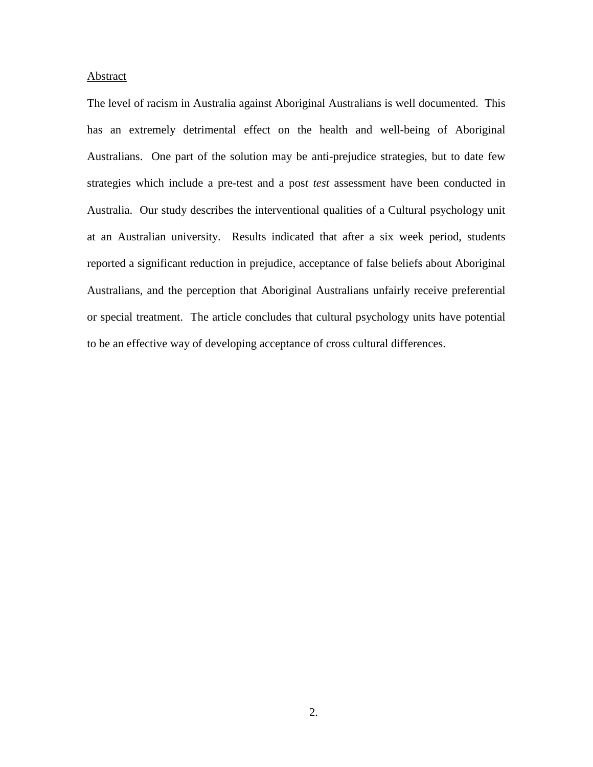<u>Abstract</u>

The level of racism in Australia against Aboriginal Australians is well documented. This has an extremely detrimental effect on the health and well-being of Aboriginal Australians. One part of the solution may be anti-prejudice strategies, but to date few strategies which include a pre-test and a pos*t test* assessment have been conducted in Australia. Our study describes the interventional qualities of a Cultural psychology unit at an Australian university. Results indicated that after a six week period, students reported a significant reduction in prejudice, acceptance of false beliefs about Aboriginal Australians, and the perception that Aboriginal Australians unfairly receive preferential or special treatment. The article concludes that cultural psychology units have potential to be an effective way of developing acceptance of cross cultural differences.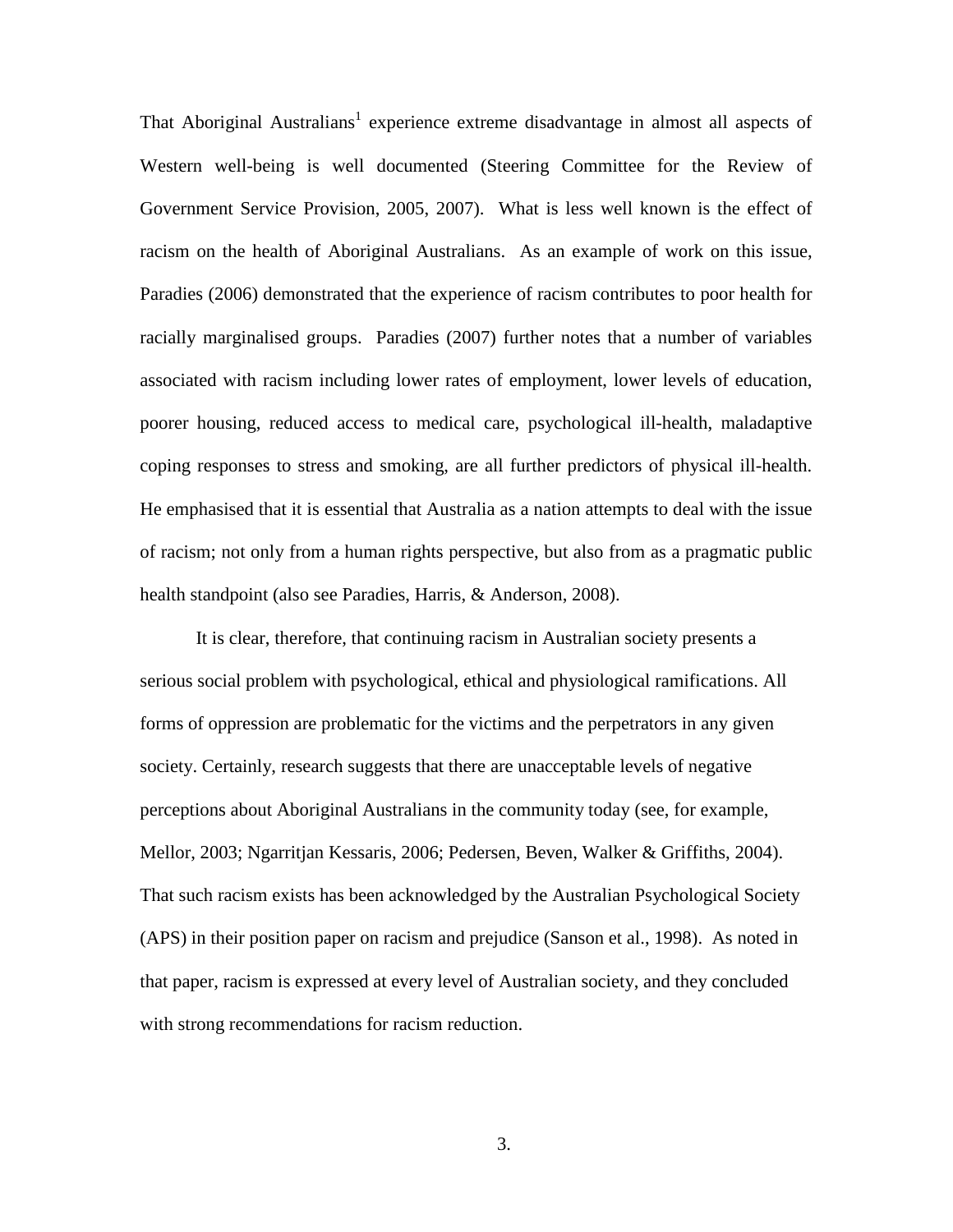That Aboriginal Australians[1] experience extreme disadvantage in almost all aspects of Western well-being is well documented (Steering Committee for the Review of Government Service Provision, 2005, 2007). What is less well known is the effect of racism on the health of Aboriginal Australians. As an example of work on this issue, Paradies (2006) demonstrated that the experience of racism contributes to poor health for racially marginalised groups. Paradies (2007) further notes that a number of variables associated with racism including lower rates of employment, lower levels of education, poorer housing, reduced access to medical care, psychological ill-health, maladaptive coping responses to stress and smoking, are all further predictors of physical ill-health. He emphasised that it is essential that Australia as a nation attempts to deal with the issue of racism; not only from a human rights perspective, but also from as a pragmatic public health standpoint (also see Paradies, Harris, & Anderson, 2008).

It is clear, therefore, that continuing racism in Australian society presents a serious social problem with psychological, ethical and physiological ramifications. All forms of oppression are problematic for the victims and the perpetrators in any given society. Certainly, research suggests that there are unacceptable levels of negative perceptions about Aboriginal Australians in the community today (see, for example, Mellor, 2003; Ngarritjan Kessaris, 2006; Pedersen, Beven, Walker & Griffiths, 2004). That such racism exists has been acknowledged by the Australian Psychological Society (APS) in their position paper on racism and prejudice (Sanson et al., 1998). As noted in that paper, racism is expressed at every level of Australian society, and they concluded with strong recommendations for racism reduction.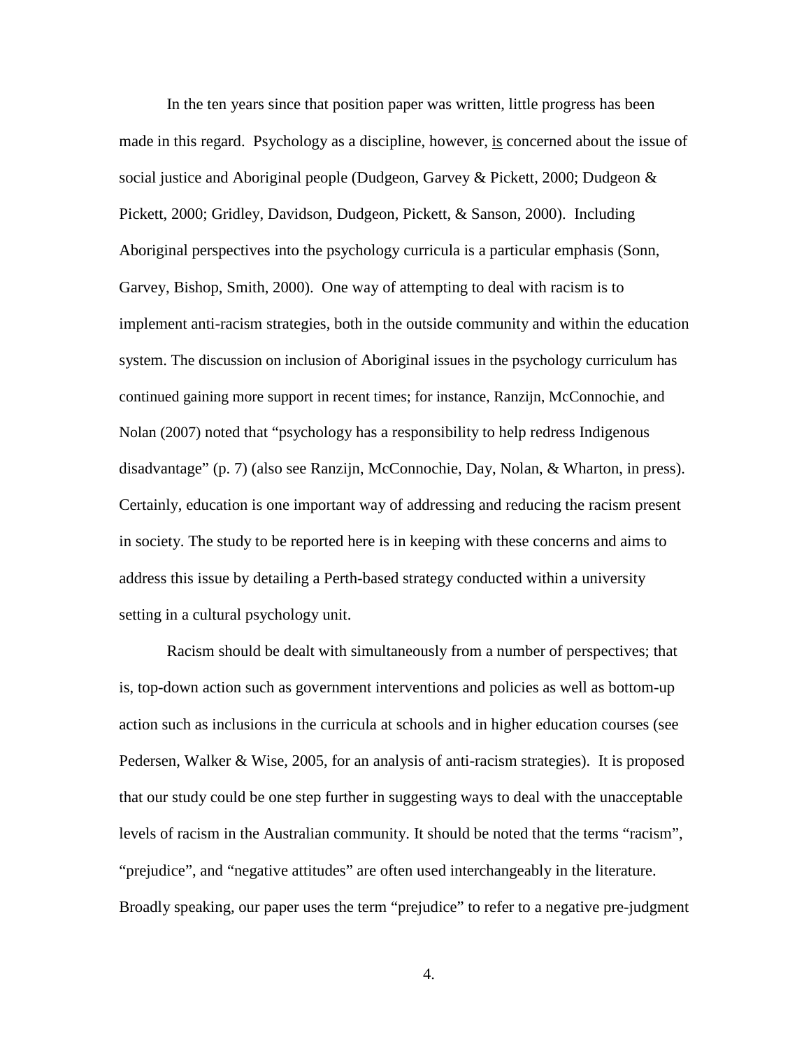In the ten years since that position paper was written, little progress has been made in this regard. Psychology as a discipline, however, <u>is</u> concerned about the issue of social justice and Aboriginal people (Dudgeon, Garvey & Pickett, 2000; Dudgeon & Pickett, 2000; Gridley, Davidson, Dudgeon, Pickett, & Sanson, 2000). Including Aboriginal perspectives into the psychology curricula is a particular emphasis (Sonn, Garvey, Bishop, Smith, 2000). One way of attempting to deal with racism is to implement anti-racism strategies, both in the outside community and within the education system. The discussion on inclusion of Aboriginal issues in the psychology curriculum has continued gaining more support in recent times; for instance, Ranzijn, McConnochie, and Nolan (2007) noted that "psychology has a responsibility to help redress Indigenous disadvantage" (p. 7) (also see Ranzijn, McConnochie, Day, Nolan, & Wharton, in press). Certainly, education is one important way of addressing and reducing the racism present in society. The study to be reported here is in keeping with these concerns and aims to address this issue by detailing a Perth-based strategy conducted within a university setting in a cultural psychology unit.

Racism should be dealt with simultaneously from a number of perspectives; that is, top-down action such as government interventions and policies as well as bottom-up action such as inclusions in the curricula at schools and in higher education courses (see Pedersen, Walker & Wise, 2005, for an analysis of anti-racism strategies). It is proposed that our study could be one step further in suggesting ways to deal with the unacceptable levels of racism in the Australian community. It should be noted that the terms "racism", "prejudice", and "negative attitudes" are often used interchangeably in the literature. Broadly speaking, our paper uses the term "prejudice" to refer to a negative pre-judgment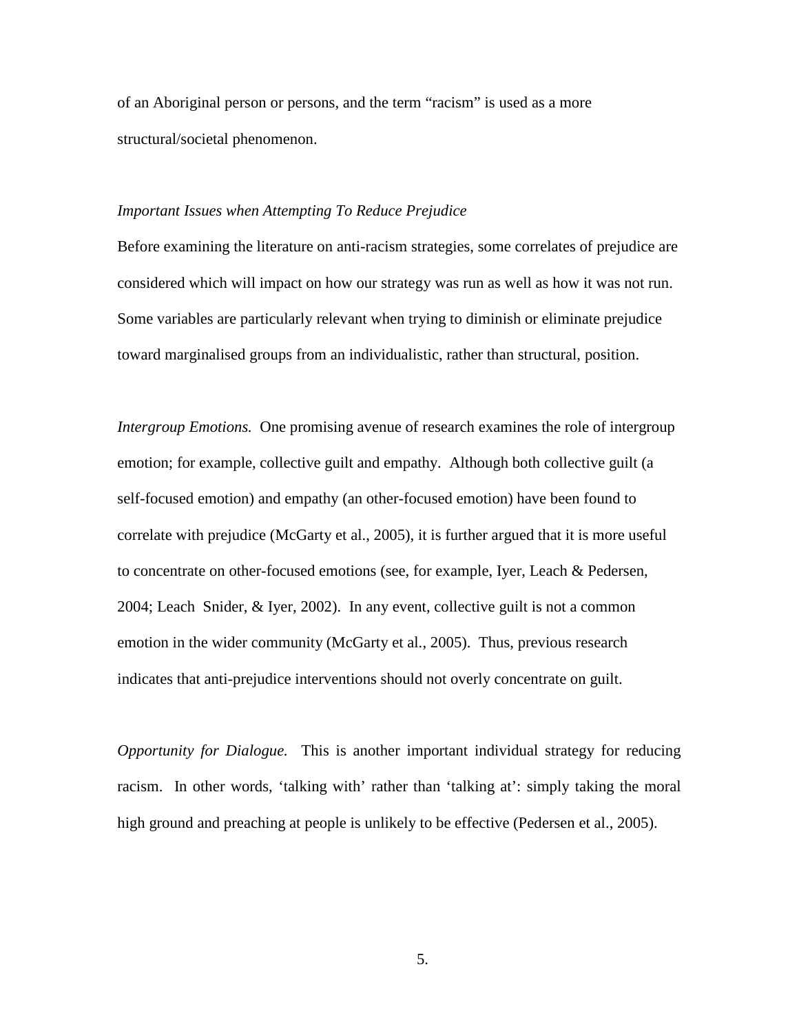of an Aboriginal person or persons, and the term “racism” is used as a more structural/societal phenomenon.

*Important Issues when Attempting To Reduce Prejudice*

Before examining the literature on anti-racism strategies, some correlates of prejudice are considered which will impact on how our strategy was run as well as how it was not run. Some variables are particularly relevant when trying to diminish or eliminate prejudice toward marginalised groups from an individualistic, rather than structural, position.

*Intergroup Emotions.* One promising avenue of research examines the role of intergroup emotion; for example, collective guilt and empathy. Although both collective guilt (a self-focused emotion) and empathy (an other-focused emotion) have been found to correlate with prejudice (McGarty et al., 2005), it is further argued that it is more useful to concentrate on other-focused emotions (see, for example, Iyer, Leach & Pedersen, 2004; Leach Snider, & Iyer, 2002). In any event, collective guilt is not a common emotion in the wider community (McGarty et al., 2005). Thus, previous research indicates that anti-prejudice interventions should not overly concentrate on guilt.

*Opportunity for Dialogue.* This is another important individual strategy for reducing racism. In other words, ‘talking with’ rather than ‘talking at’: simply taking the moral high ground and preaching at people is unlikely to be effective (Pedersen et al., 2005).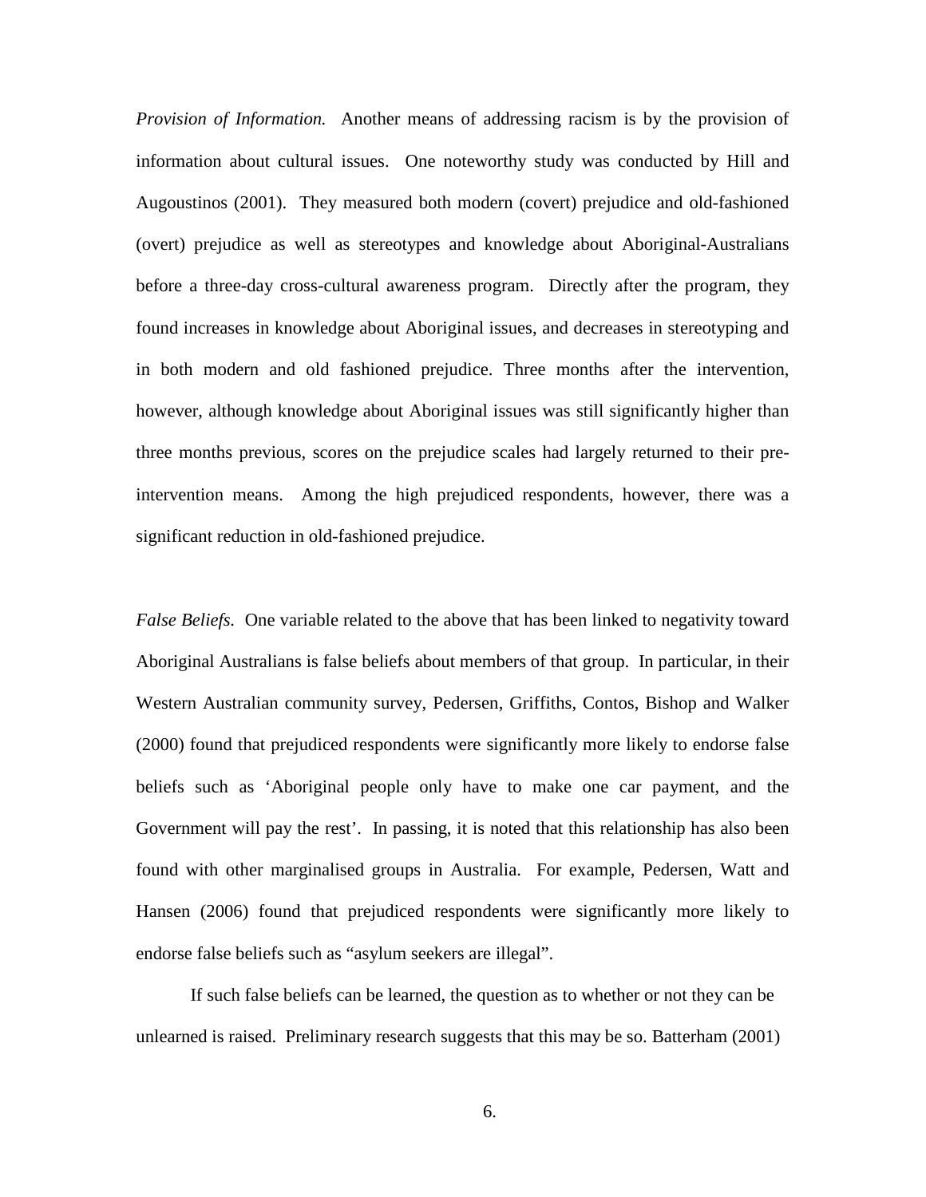*Provision of Information.* Another means of addressing racism is by the provision of information about cultural issues. One noteworthy study was conducted by Hill and Augoustinos (2001). They measured both modern (covert) prejudice and old-fashioned (overt) prejudice as well as stereotypes and knowledge about Aboriginal-Australians before a three-day cross-cultural awareness program. Directly after the program, they found increases in knowledge about Aboriginal issues, and decreases in stereotyping and in both modern and old fashioned prejudice. Three months after the intervention, however, although knowledge about Aboriginal issues was still significantly higher than three months previous, scores on the prejudice scales had largely returned to their pre-intervention means. Among the high prejudiced respondents, however, there was a significant reduction in old-fashioned prejudice.

*False Beliefs.* One variable related to the above that has been linked to negativity toward Aboriginal Australians is false beliefs about members of that group. In particular, in their Western Australian community survey, Pedersen, Griffiths, Contos, Bishop and Walker (2000) found that prejudiced respondents were significantly more likely to endorse false beliefs such as 'Aboriginal people only have to make one car payment, and the Government will pay the rest'. In passing, it is noted that this relationship has also been found with other marginalised groups in Australia. For example, Pedersen, Watt and Hansen (2006) found that prejudiced respondents were significantly more likely to endorse false beliefs such as "asylum seekers are illegal".

If such false beliefs can be learned, the question as to whether or not they can be unlearned is raised. Preliminary research suggests that this may be so. Batterham (2001)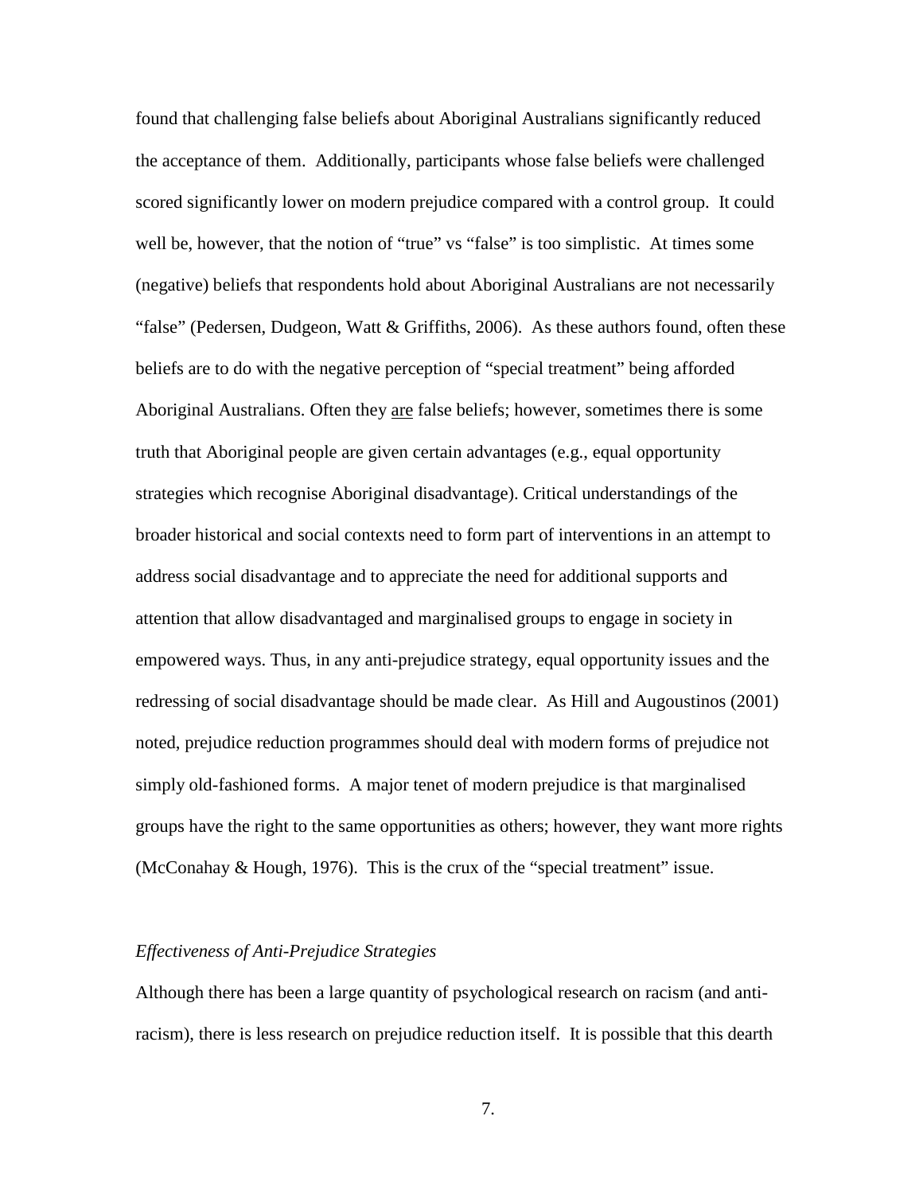found that challenging false beliefs about Aboriginal Australians significantly reduced the acceptance of them. Additionally, participants whose false beliefs were challenged scored significantly lower on modern prejudice compared with a control group. It could well be, however, that the notion of "true" vs "false" is too simplistic. At times some (negative) beliefs that respondents hold about Aboriginal Australians are not necessarily "false" (Pedersen, Dudgeon, Watt & Griffiths, 2006). As these authors found, often these beliefs are to do with the negative perception of "special treatment" being afforded Aboriginal Australians. Often they <u>are</u> false beliefs; however, sometimes there is some truth that Aboriginal people are given certain advantages (e.g., equal opportunity strategies which recognise Aboriginal disadvantage). Critical understandings of the broader historical and social contexts need to form part of interventions in an attempt to address social disadvantage and to appreciate the need for additional supports and attention that allow disadvantaged and marginalised groups to engage in society in empowered ways. Thus, in any anti-prejudice strategy, equal opportunity issues and the redressing of social disadvantage should be made clear. As Hill and Augoustinos (2001) noted, prejudice reduction programmes should deal with modern forms of prejudice not simply old-fashioned forms. A major tenet of modern prejudice is that marginalised groups have the right to the same opportunities as others; however, they want more rights (McConahay & Hough, 1976). This is the crux of the "special treatment" issue.

*Effectiveness of Anti-Prejudice Strategies*

Although there has been a large quantity of psychological research on racism (and anti-racism), there is less research on prejudice reduction itself. It is possible that this dearth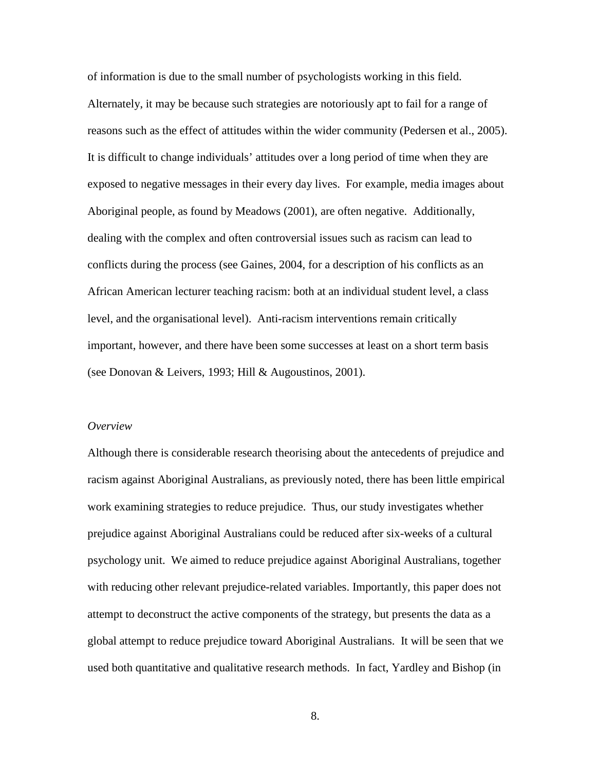of information is due to the small number of psychologists working in this field. Alternately, it may be because such strategies are notoriously apt to fail for a range of reasons such as the effect of attitudes within the wider community (Pedersen et al., 2005). It is difficult to change individuals' attitudes over a long period of time when they are exposed to negative messages in their every day lives. For example, media images about Aboriginal people, as found by Meadows (2001), are often negative. Additionally, dealing with the complex and often controversial issues such as racism can lead to conflicts during the process (see Gaines, 2004, for a description of his conflicts as an African American lecturer teaching racism: both at an individual student level, a class level, and the organisational level). Anti-racism interventions remain critically important, however, and there have been some successes at least on a short term basis (see Donovan & Leivers, 1993; Hill & Augoustinos, 2001).

### *Overview*

Although there is considerable research theorising about the antecedents of prejudice and racism against Aboriginal Australians, as previously noted, there has been little empirical work examining strategies to reduce prejudice. Thus, our study investigates whether prejudice against Aboriginal Australians could be reduced after six-weeks of a cultural psychology unit. We aimed to reduce prejudice against Aboriginal Australians, together with reducing other relevant prejudice-related variables. Importantly, this paper does not attempt to deconstruct the active components of the strategy, but presents the data as a global attempt to reduce prejudice toward Aboriginal Australians. It will be seen that we used both quantitative and qualitative research methods. In fact, Yardley and Bishop (in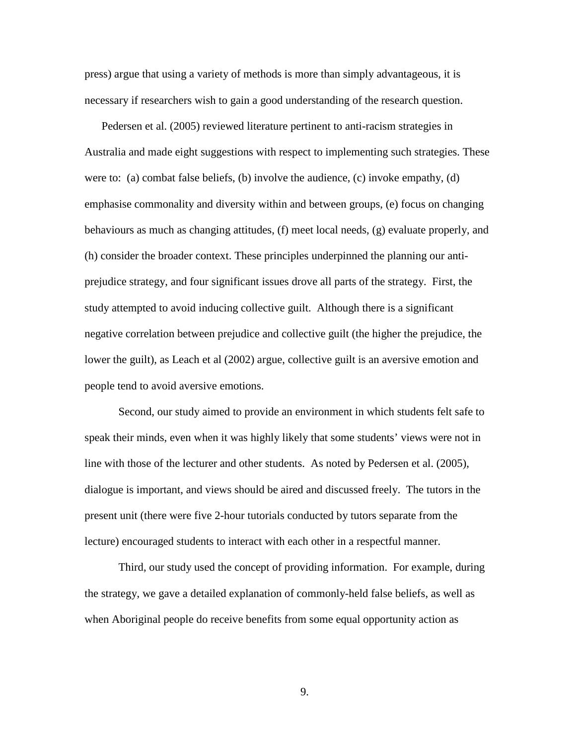press) argue that using a variety of methods is more than simply advantageous, it is necessary if researchers wish to gain a good understanding of the research question.

Pedersen et al. (2005) reviewed literature pertinent to anti-racism strategies in Australia and made eight suggestions with respect to implementing such strategies. These were to: (a) combat false beliefs, (b) involve the audience, (c) invoke empathy, (d) emphasise commonality and diversity within and between groups, (e) focus on changing behaviours as much as changing attitudes, (f) meet local needs, (g) evaluate properly, and (h) consider the broader context. These principles underpinned the planning our anti-prejudice strategy, and four significant issues drove all parts of the strategy. First, the study attempted to avoid inducing collective guilt. Although there is a significant negative correlation between prejudice and collective guilt (the higher the prejudice, the lower the guilt), as Leach et al (2002) argue, collective guilt is an aversive emotion and people tend to avoid aversive emotions.

Second, our study aimed to provide an environment in which students felt safe to speak their minds, even when it was highly likely that some students' views were not in line with those of the lecturer and other students. As noted by Pedersen et al. (2005), dialogue is important, and views should be aired and discussed freely. The tutors in the present unit (there were five 2-hour tutorials conducted by tutors separate from the lecture) encouraged students to interact with each other in a respectful manner.

Third, our study used the concept of providing information. For example, during the strategy, we gave a detailed explanation of commonly-held false beliefs, as well as when Aboriginal people do receive benefits from some equal opportunity action as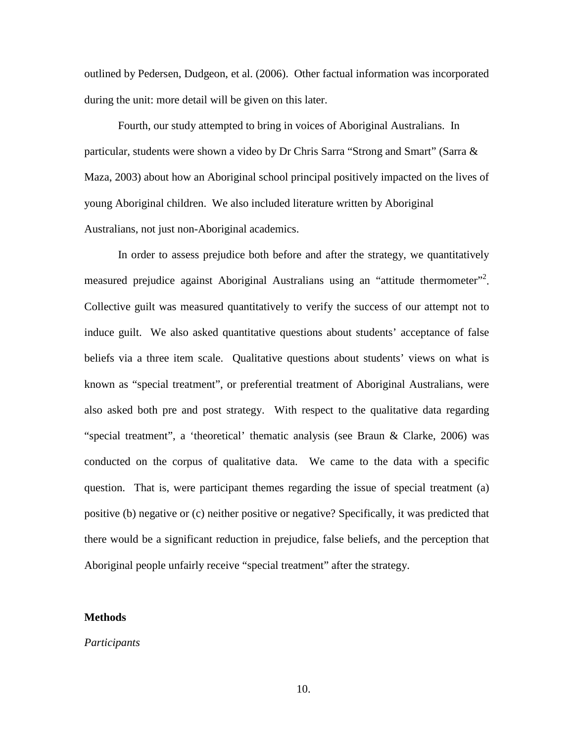outlined by Pedersen, Dudgeon, et al. (2006). Other factual information was incorporated during the unit: more detail will be given on this later.

Fourth, our study attempted to bring in voices of Aboriginal Australians. In particular, students were shown a video by Dr Chris Sarra "Strong and Smart" (Sarra & Maza, 2003) about how an Aboriginal school principal positively impacted on the lives of young Aboriginal children. We also included literature written by Aboriginal Australians, not just non-Aboriginal academics.

In order to assess prejudice both before and after the strategy, we quantitatively measured prejudice against Aboriginal Australians using an "attitude thermometer"[2]. Collective guilt was measured quantitatively to verify the success of our attempt not to induce guilt. We also asked quantitative questions about students' acceptance of false beliefs via a three item scale. Qualitative questions about students' views on what is known as "special treatment", or preferential treatment of Aboriginal Australians, were also asked both pre and post strategy. With respect to the qualitative data regarding "special treatment", a 'theoretical' thematic analysis (see Braun & Clarke, 2006) was conducted on the corpus of qualitative data. We came to the data with a specific question. That is, were participant themes regarding the issue of special treatment (a) positive (b) negative or (c) neither positive or negative? Specifically, it was predicted that there would be a significant reduction in prejudice, false beliefs, and the perception that Aboriginal people unfairly receive "special treatment" after the strategy.

## Methods

*Participants*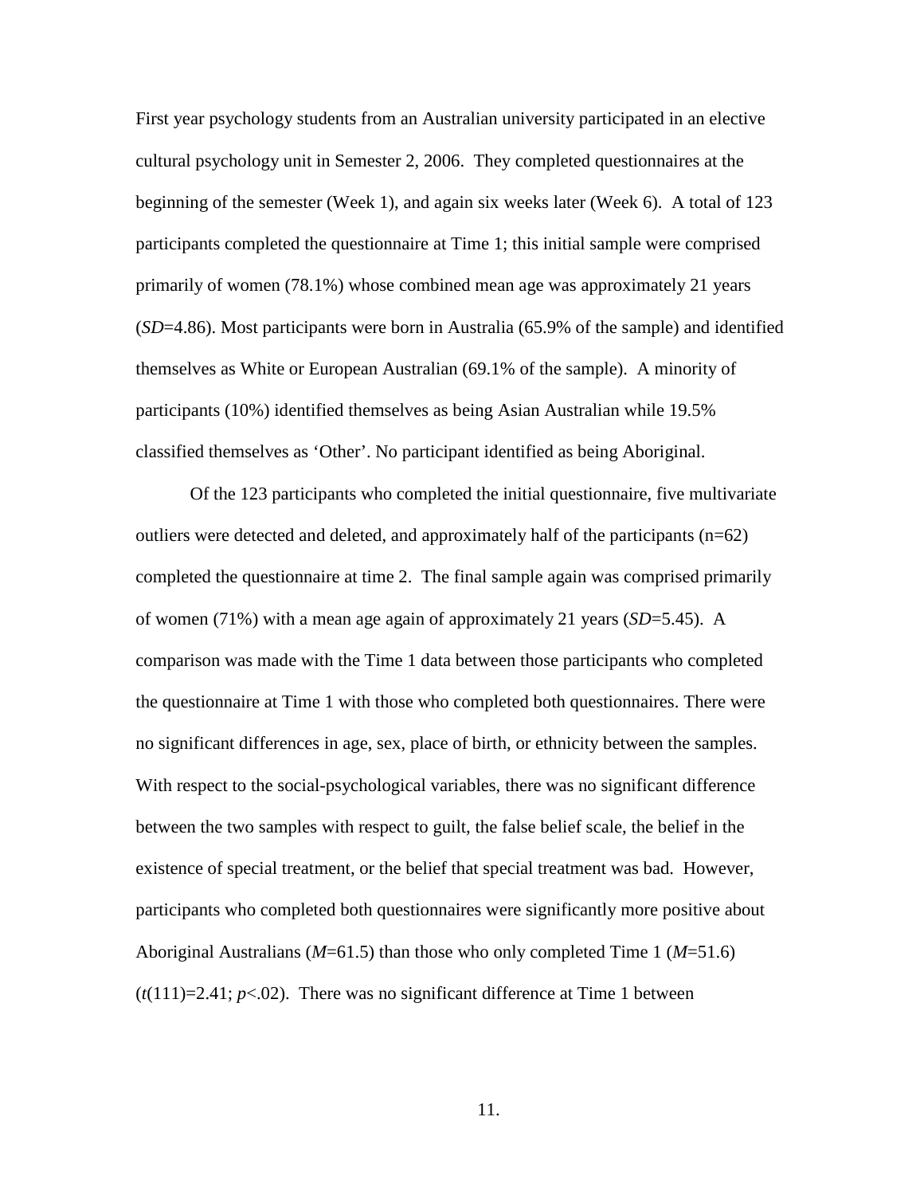First year psychology students from an Australian university participated in an elective cultural psychology unit in Semester 2, 2006. They completed questionnaires at the beginning of the semester (Week 1), and again six weeks later (Week 6). A total of 123 participants completed the questionnaire at Time 1; this initial sample were comprised primarily of women (78.1%) whose combined mean age was approximately 21 years (*SD*=4.86). Most participants were born in Australia (65.9% of the sample) and identified themselves as White or European Australian (69.1% of the sample). A minority of participants (10%) identified themselves as being Asian Australian while 19.5% classified themselves as 'Other'. No participant identified as being Aboriginal.

Of the 123 participants who completed the initial questionnaire, five multivariate outliers were detected and deleted, and approximately half of the participants (n=62) completed the questionnaire at time 2. The final sample again was comprised primarily of women (71%) with a mean age again of approximately 21 years (*SD*=5.45). A comparison was made with the Time 1 data between those participants who completed the questionnaire at Time 1 with those who completed both questionnaires. There were no significant differences in age, sex, place of birth, or ethnicity between the samples. With respect to the social-psychological variables, there was no significant difference between the two samples with respect to guilt, the false belief scale, the belief in the existence of special treatment, or the belief that special treatment was bad. However, participants who completed both questionnaires were significantly more positive about Aboriginal Australians (*M*=61.5) than those who only completed Time 1 (*M*=51.6) ($t(111)=2.41$; $p<.02$). There was no significant difference at Time 1 between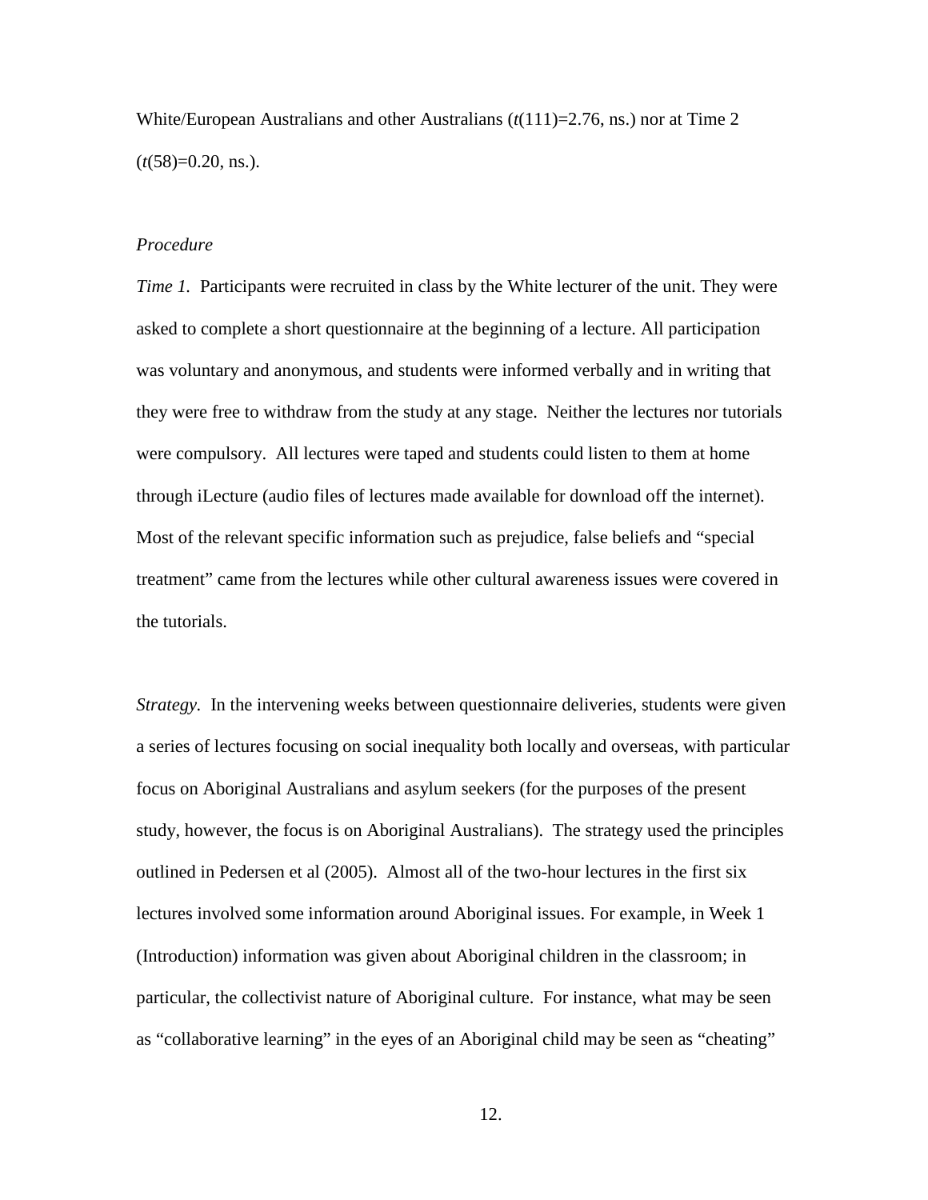White/European Australians and other Australians ($t(111)=2.76$, ns.) nor at Time 2 ($t(58)=0.20$, ns.).

*Procedure*

*Time 1.* Participants were recruited in class by the White lecturer of the unit. They were asked to complete a short questionnaire at the beginning of a lecture. All participation was voluntary and anonymous, and students were informed verbally and in writing that they were free to withdraw from the study at any stage. Neither the lectures nor tutorials were compulsory. All lectures were taped and students could listen to them at home through iLecture (audio files of lectures made available for download off the internet). Most of the relevant specific information such as prejudice, false beliefs and "special treatment" came from the lectures while other cultural awareness issues were covered in the tutorials.

*Strategy.* In the intervening weeks between questionnaire deliveries, students were given a series of lectures focusing on social inequality both locally and overseas, with particular focus on Aboriginal Australians and asylum seekers (for the purposes of the present study, however, the focus is on Aboriginal Australians). The strategy used the principles outlined in Pedersen et al (2005). Almost all of the two-hour lectures in the first six lectures involved some information around Aboriginal issues. For example, in Week 1 (Introduction) information was given about Aboriginal children in the classroom; in particular, the collectivist nature of Aboriginal culture. For instance, what may be seen as "collaborative learning" in the eyes of an Aboriginal child may be seen as "cheating"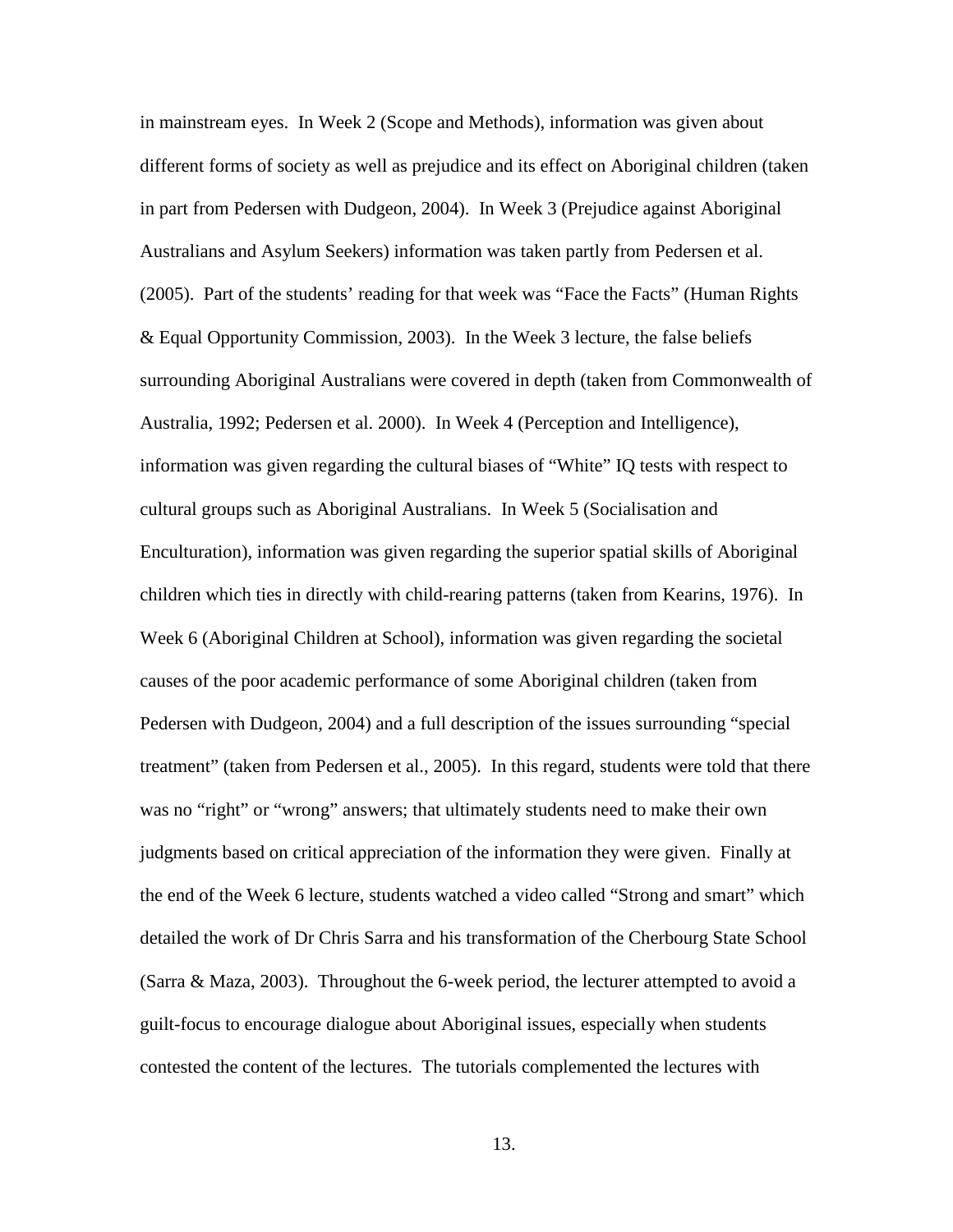in mainstream eyes. In Week 2 (Scope and Methods), information was given about different forms of society as well as prejudice and its effect on Aboriginal children (taken in part from Pedersen with Dudgeon, 2004). In Week 3 (Prejudice against Aboriginal Australians and Asylum Seekers) information was taken partly from Pedersen et al. (2005). Part of the students' reading for that week was "Face the Facts" (Human Rights & Equal Opportunity Commission, 2003). In the Week 3 lecture, the false beliefs surrounding Aboriginal Australians were covered in depth (taken from Commonwealth of Australia, 1992; Pedersen et al. 2000). In Week 4 (Perception and Intelligence), information was given regarding the cultural biases of "White" IQ tests with respect to cultural groups such as Aboriginal Australians. In Week 5 (Socialisation and Enculturation), information was given regarding the superior spatial skills of Aboriginal children which ties in directly with child-rearing patterns (taken from Kearins, 1976). In Week 6 (Aboriginal Children at School), information was given regarding the societal causes of the poor academic performance of some Aboriginal children (taken from Pedersen with Dudgeon, 2004) and a full description of the issues surrounding "special treatment" (taken from Pedersen et al., 2005). In this regard, students were told that there was no "right" or "wrong" answers; that ultimately students need to make their own judgments based on critical appreciation of the information they were given. Finally at the end of the Week 6 lecture, students watched a video called "Strong and smart" which detailed the work of Dr Chris Sarra and his transformation of the Cherbourg State School (Sarra & Maza, 2003). Throughout the 6-week period, the lecturer attempted to avoid a guilt-focus to encourage dialogue about Aboriginal issues, especially when students contested the content of the lectures. The tutorials complemented the lectures with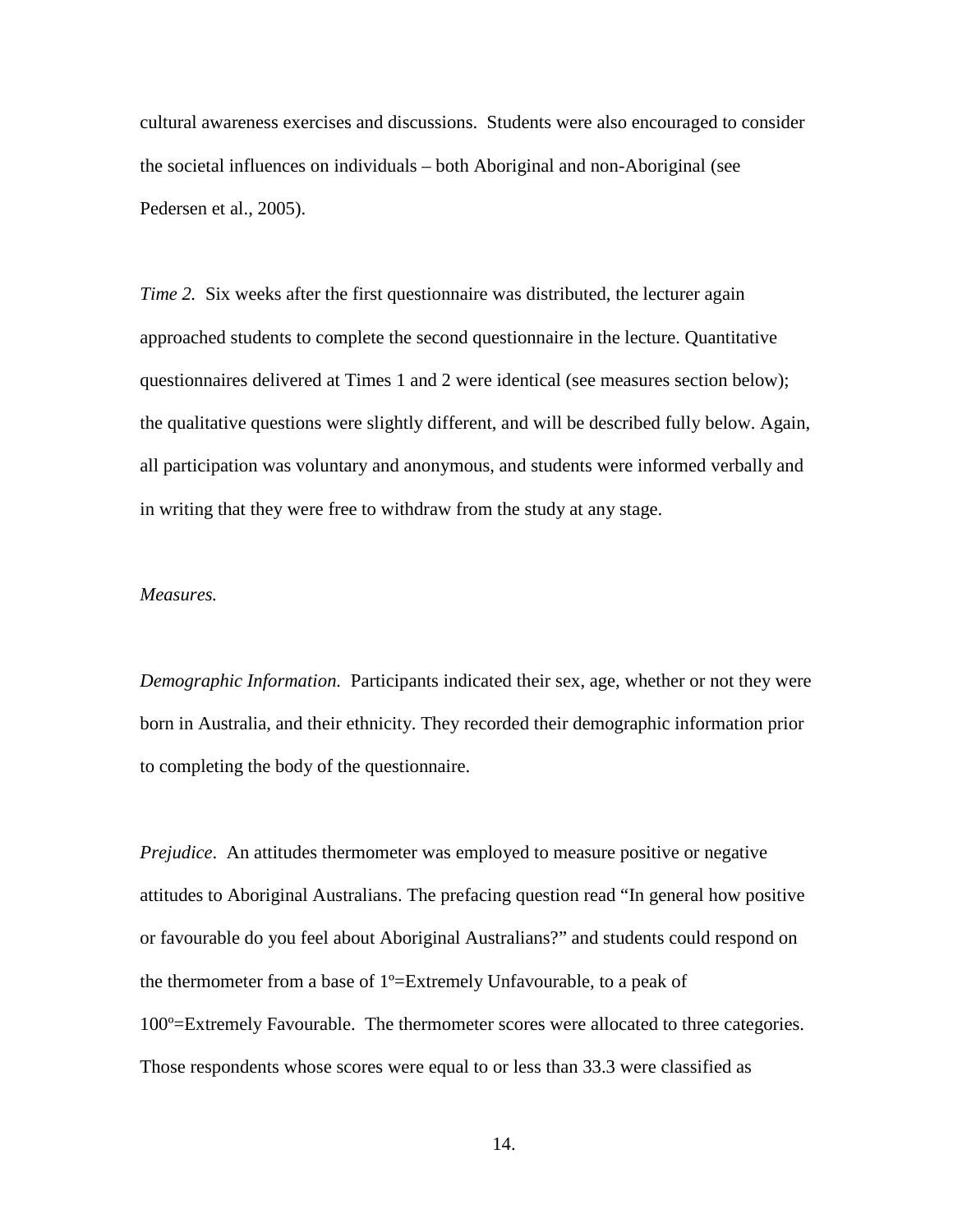cultural awareness exercises and discussions. Students were also encouraged to consider the societal influences on individuals – both Aboriginal and non-Aboriginal (see Pedersen et al., 2005).

*Time 2.* Six weeks after the first questionnaire was distributed, the lecturer again approached students to complete the second questionnaire in the lecture. Quantitative questionnaires delivered at Times 1 and 2 were identical (see measures section below); the qualitative questions were slightly different, and will be described fully below. Again, all participation was voluntary and anonymous, and students were informed verbally and in writing that they were free to withdraw from the study at any stage.

*Measures.*

*Demographic Information.* Participants indicated their sex, age, whether or not they were born in Australia, and their ethnicity. They recorded their demographic information prior to completing the body of the questionnaire.

*Prejudice*. An attitudes thermometer was employed to measure positive or negative attitudes to Aboriginal Australians. The prefacing question read "In general how positive or favourable do you feel about Aboriginal Australians?" and students could respond on the thermometer from a base of 1º=Extremely Unfavourable, to a peak of 100º=Extremely Favourable. The thermometer scores were allocated to three categories. Those respondents whose scores were equal to or less than 33.3 were classified as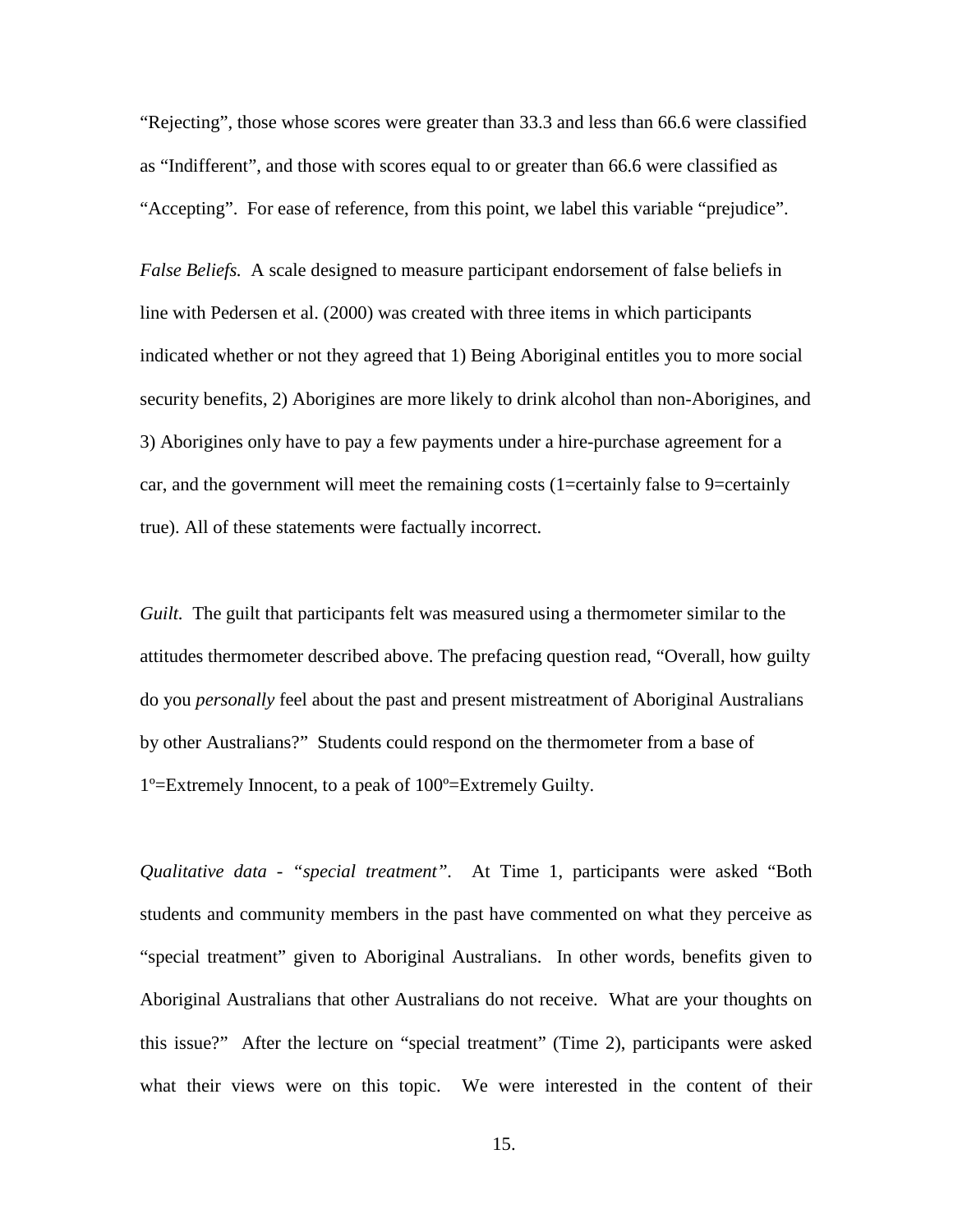"Rejecting", those whose scores were greater than 33.3 and less than 66.6 were classified as "Indifferent", and those with scores equal to or greater than 66.6 were classified as "Accepting". For ease of reference, from this point, we label this variable "prejudice".

*False Beliefs.* A scale designed to measure participant endorsement of false beliefs in line with Pedersen et al. (2000) was created with three items in which participants indicated whether or not they agreed that 1) Being Aboriginal entitles you to more social security benefits, 2) Aborigines are more likely to drink alcohol than non-Aborigines, and 3) Aborigines only have to pay a few payments under a hire-purchase agreement for a car, and the government will meet the remaining costs (1=certainly false to 9=certainly true). All of these statements were factually incorrect.

*Guilt.* The guilt that participants felt was measured using a thermometer similar to the attitudes thermometer described above. The prefacing question read, "Overall, how guilty do you *personally* feel about the past and present mistreatment of Aboriginal Australians by other Australians?" Students could respond on the thermometer from a base of 1º=Extremely Innocent, to a peak of 100º=Extremely Guilty.

*Qualitative data - "special treatment".* At Time 1, participants were asked "Both students and community members in the past have commented on what they perceive as "special treatment" given to Aboriginal Australians. In other words, benefits given to Aboriginal Australians that other Australians do not receive. What are your thoughts on this issue?" After the lecture on "special treatment" (Time 2), participants were asked what their views were on this topic. We were interested in the content of their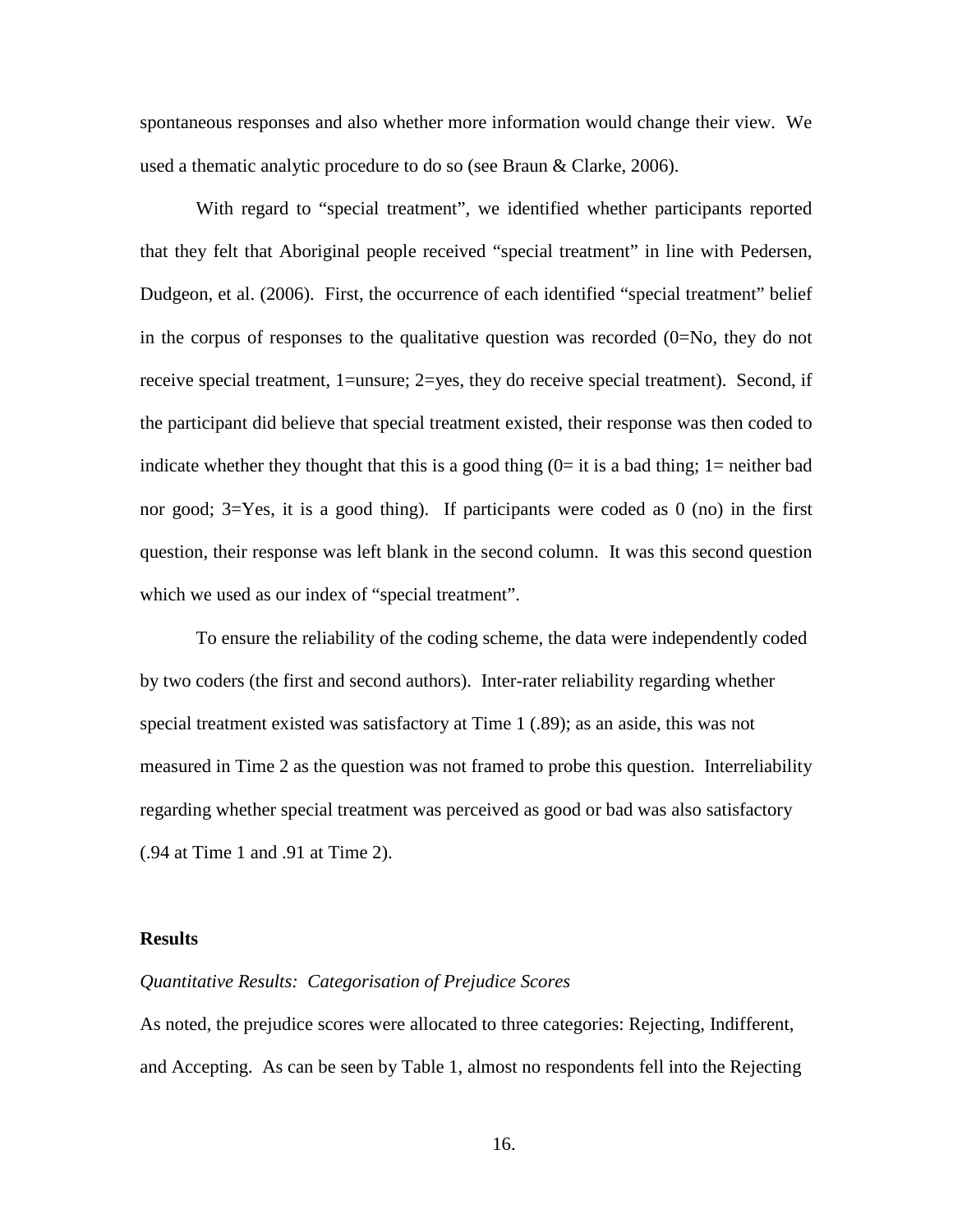spontaneous responses and also whether more information would change their view. We used a thematic analytic procedure to do so (see Braun & Clarke, 2006).

With regard to “special treatment”, we identified whether participants reported that they felt that Aboriginal people received “special treatment” in line with Pedersen, Dudgeon, et al. (2006). First, the occurrence of each identified “special treatment” belief in the corpus of responses to the qualitative question was recorded (0=No, they do not receive special treatment, 1=unsure; 2=yes, they do receive special treatment). Second, if the participant did believe that special treatment existed, their response was then coded to indicate whether they thought that this is a good thing (0= it is a bad thing; 1= neither bad nor good; 3=Yes, it is a good thing). If participants were coded as 0 (no) in the first question, their response was left blank in the second column. It was this second question which we used as our index of “special treatment”.

To ensure the reliability of the coding scheme, the data were independently coded by two coders (the first and second authors). Inter-rater reliability regarding whether special treatment existed was satisfactory at Time 1 (.89); as an aside, this was not measured in Time 2 as the question was not framed to probe this question. Interreliability regarding whether special treatment was perceived as good or bad was also satisfactory (.94 at Time 1 and .91 at Time 2).

## Results

### *Quantitative Results: Categorisation of Prejudice Scores*

As noted, the prejudice scores were allocated to three categories: Rejecting, Indifferent, and Accepting. As can be seen by Table 1, almost no respondents fell into the Rejecting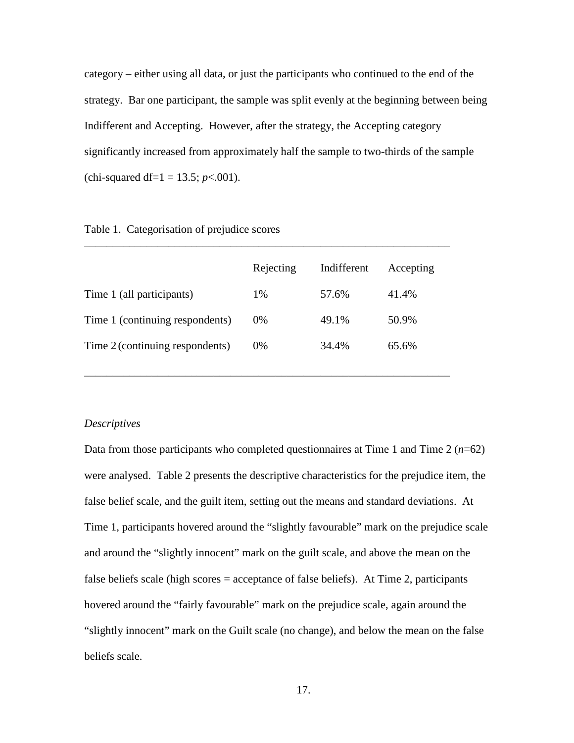category – either using all data, or just the participants who continued to the end of the strategy. Bar one participant, the sample was split evenly at the beginning between being Indifferent and Accepting. However, after the strategy, the Accepting category significantly increased from approximately half the sample to two-thirds of the sample (chi-squared df=1 = 13.5; *p*<.001).

Table 1. Categorisation of prejudice scores

| | Rejecting | Indifferent | Accepting |
|---|---|---|---|
| Time 1 (all participants) | 1% | 57.6% | 41.4% |
| Time 1 (continuing respondents) | 0% | 49.1% | 50.9% |
| Time 2 (continuing respondents) | 0% | 34.4% | 65.6% |

*Descriptives*

Data from those participants who completed questionnaires at Time 1 and Time 2 (*n*=62) were analysed. Table 2 presents the descriptive characteristics for the prejudice item, the false belief scale, and the guilt item, setting out the means and standard deviations. At Time 1, participants hovered around the "slightly favourable" mark on the prejudice scale and around the "slightly innocent" mark on the guilt scale, and above the mean on the false beliefs scale (high scores = acceptance of false beliefs). At Time 2, participants hovered around the "fairly favourable" mark on the prejudice scale, again around the "slightly innocent" mark on the Guilt scale (no change), and below the mean on the false beliefs scale.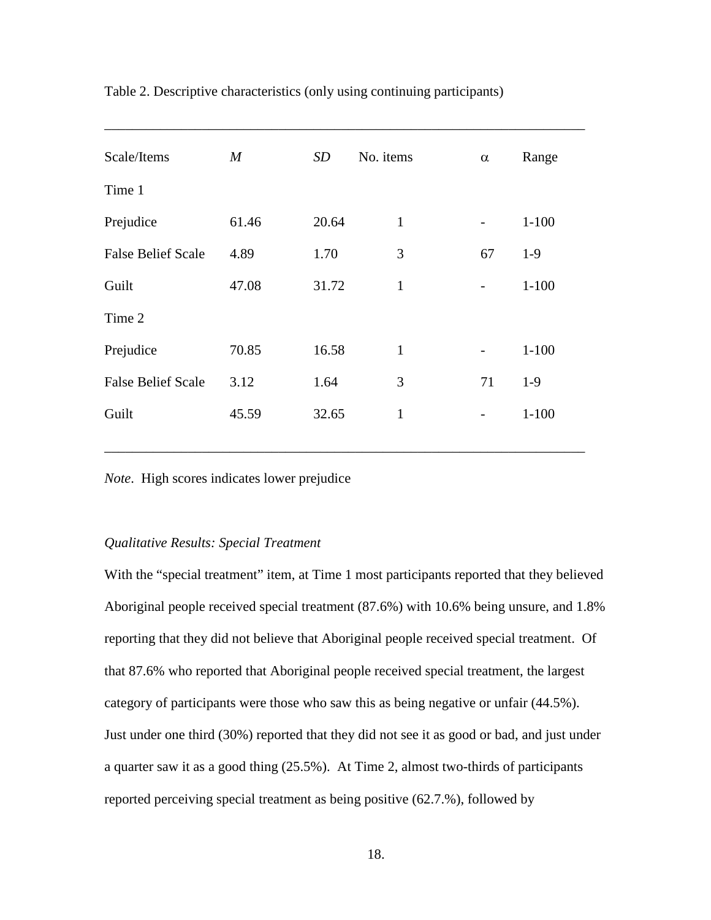Table 2. Descriptive characteristics (only using continuing participants)

| Scale/Items | *M* | *SD* | No. items | α | Range |
|---|---|---|---|---|---|
| Time 1 | | | | | |
| Prejudice | 61.46 | 20.64 | 1 | - | 1-100 |
| False Belief Scale | 4.89 | 1.70 | 3 | 67 | 1-9 |
| Guilt | 47.08 | 31.72 | 1 | - | 1-100 |
| Time 2 | | | | | |
| Prejudice | 70.85 | 16.58 | 1 | - | 1-100 |
| False Belief Scale | 3.12 | 1.64 | 3 | 71 | 1-9 |
| Guilt | 45.59 | 32.65 | 1 | - | 1-100 |

*Note*. High scores indicates lower prejudice

*Qualitative Results: Special Treatment*

With the "special treatment" item, at Time 1 most participants reported that they believed Aboriginal people received special treatment (87.6%) with 10.6% being unsure, and 1.8% reporting that they did not believe that Aboriginal people received special treatment. Of that 87.6% who reported that Aboriginal people received special treatment, the largest category of participants were those who saw this as being negative or unfair (44.5%). Just under one third (30%) reported that they did not see it as good or bad, and just under a quarter saw it as a good thing (25.5%). At Time 2, almost two-thirds of participants reported perceiving special treatment as being positive (62.7.%), followed by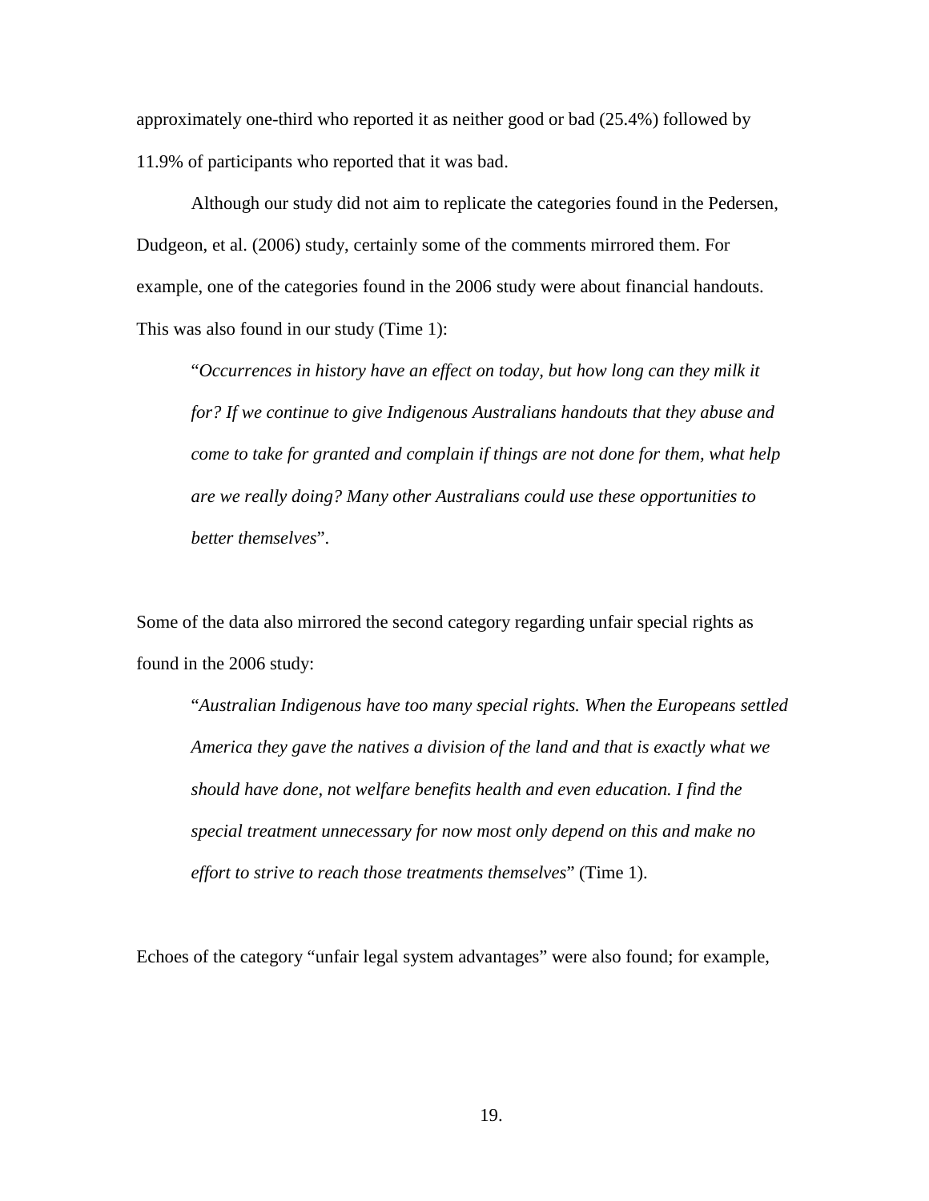approximately one-third who reported it as neither good or bad (25.4%) followed by 11.9% of participants who reported that it was bad.

Although our study did not aim to replicate the categories found in the Pedersen, Dudgeon, et al. (2006) study, certainly some of the comments mirrored them. For example, one of the categories found in the 2006 study were about financial handouts. This was also found in our study (Time 1):

> "*Occurrences in history have an effect on today, but how long can they milk it for? If we continue to give Indigenous Australians handouts that they abuse and come to take for granted and complain if things are not done for them, what help are we really doing? Many other Australians could use these opportunities to better themselves*".

Some of the data also mirrored the second category regarding unfair special rights as found in the 2006 study:

> "*Australian Indigenous have too many special rights. When the Europeans settled America they gave the natives a division of the land and that is exactly what we should have done, not welfare benefits health and even education. I find the special treatment unnecessary for now most only depend on this and make no effort to strive to reach those treatments themselves*" (Time 1).

Echoes of the category "unfair legal system advantages" were also found; for example,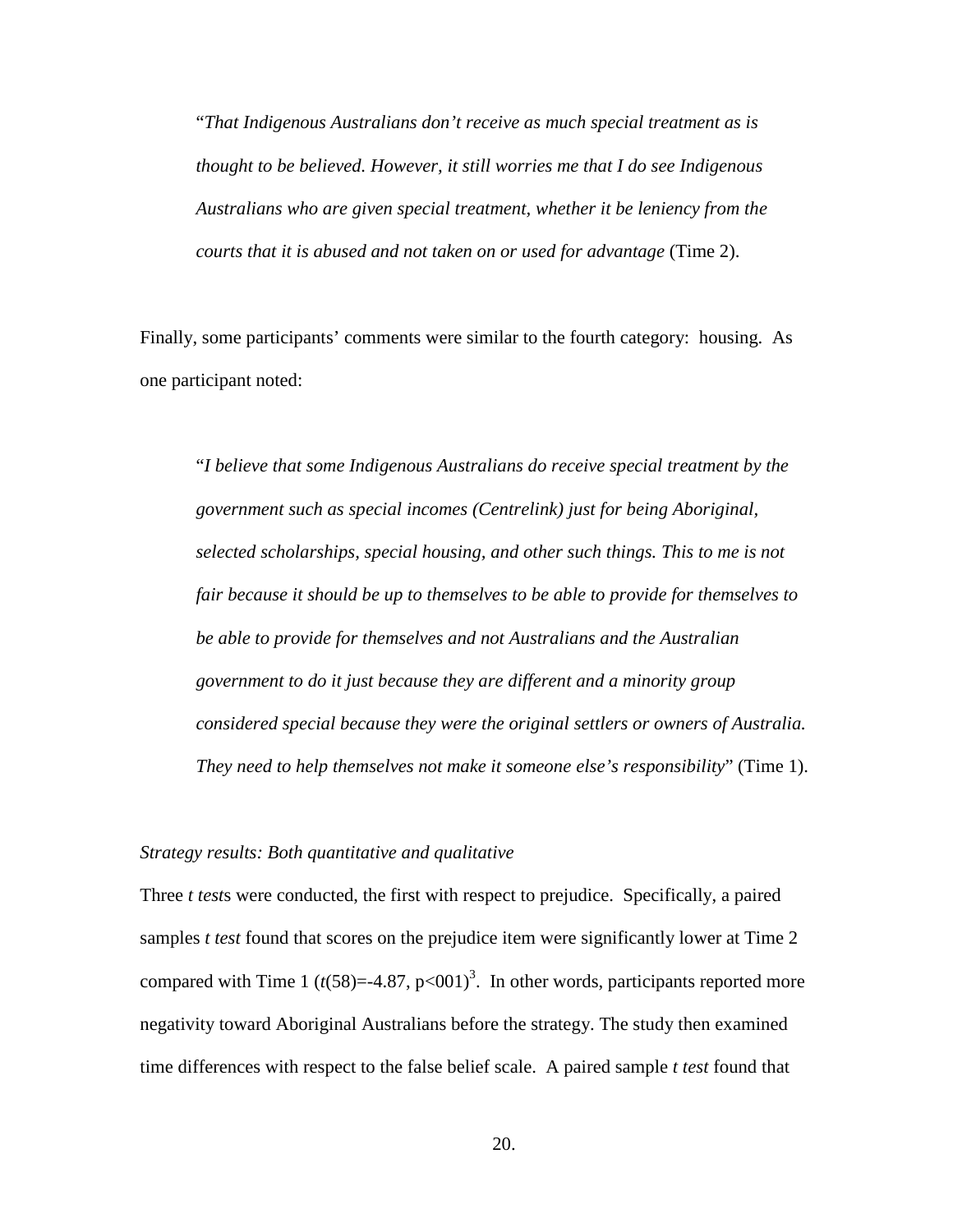> "*That Indigenous Australians don't receive as much special treatment as is thought to be believed. However, it still worries me that I do see Indigenous Australians who are given special treatment, whether it be leniency from the courts that it is abused and not taken on or used for advantage* (Time 2).

Finally, some participants' comments were similar to the fourth category: housing. As one participant noted:

> "*I believe that some Indigenous Australians do receive special treatment by the government such as special incomes (Centrelink) just for being Aboriginal, selected scholarships, special housing, and other such things. This to me is not fair because it should be up to themselves to be able to provide for themselves to be able to provide for themselves and not Australians and the Australian government to do it just because they are different and a minority group considered special because they were the original settlers or owners of Australia. They need to help themselves not make it someone else's responsibility*" (Time 1).

*Strategy results: Both quantitative and qualitative*

Three *t test*s were conducted, the first with respect to prejudice. Specifically, a paired samples *t test* found that scores on the prejudice item were significantly lower at Time 2 compared with Time 1 ($t(58)=-4.87$, $p<001$)[3]. In other words, participants reported more negativity toward Aboriginal Australians before the strategy. The study then examined time differences with respect to the false belief scale. A paired sample *t test* found that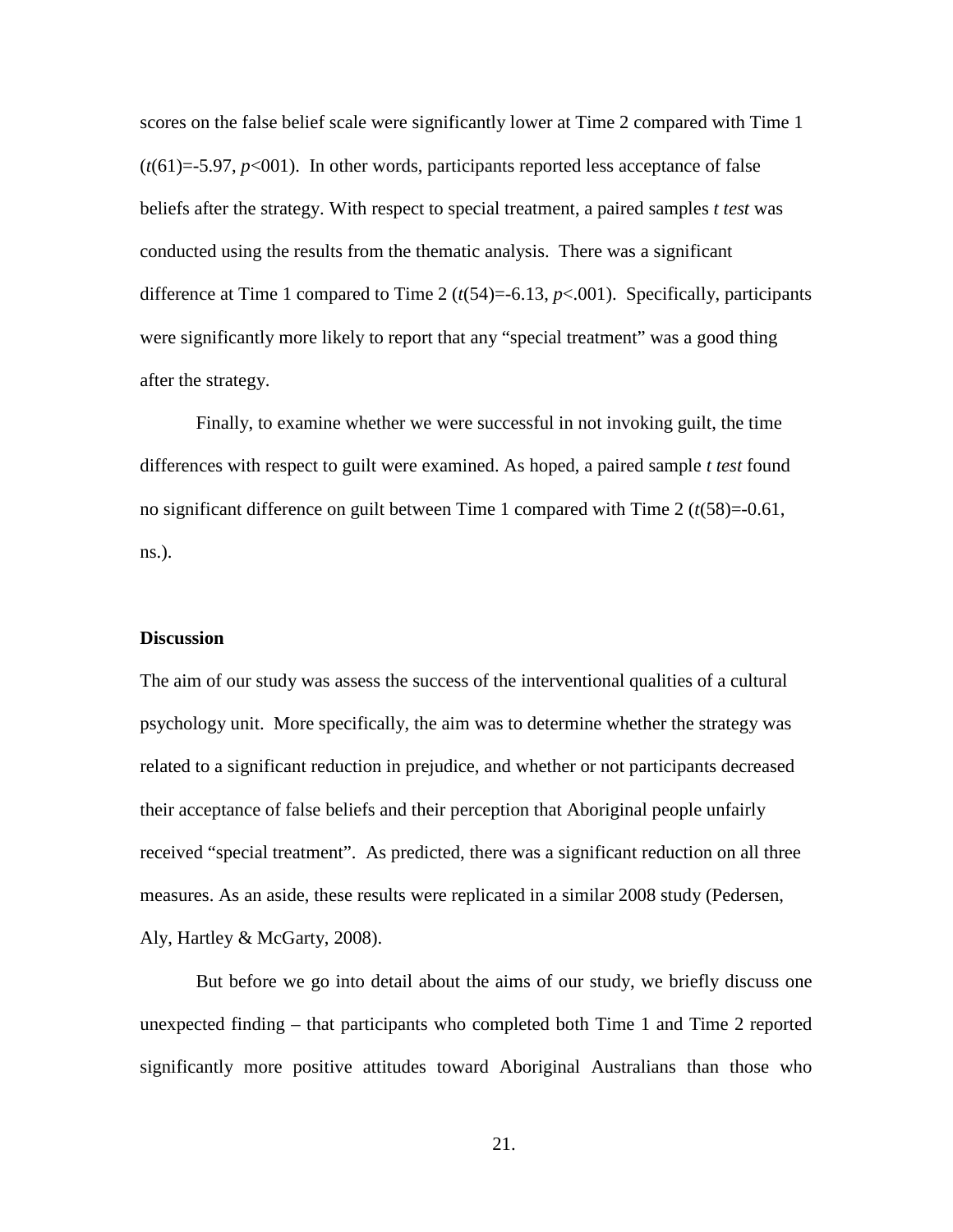scores on the false belief scale were significantly lower at Time 2 compared with Time 1 ($t(61)=-5.97$, $p<001$). In other words, participants reported less acceptance of false beliefs after the strategy. With respect to special treatment, a paired samples *t test* was conducted using the results from the thematic analysis. There was a significant difference at Time 1 compared to Time 2 ($t(54)=-6.13$, $p<.001$). Specifically, participants were significantly more likely to report that any "special treatment" was a good thing after the strategy.

Finally, to examine whether we were successful in not invoking guilt, the time differences with respect to guilt were examined. As hoped, a paired sample *t test* found no significant difference on guilt between Time 1 compared with Time 2 ($t(58)=-0.61$, ns.).

**Discussion**

The aim of our study was assess the success of the interventional qualities of a cultural psychology unit. More specifically, the aim was to determine whether the strategy was related to a significant reduction in prejudice, and whether or not participants decreased their acceptance of false beliefs and their perception that Aboriginal people unfairly received "special treatment". As predicted, there was a significant reduction on all three measures. As an aside, these results were replicated in a similar 2008 study (Pedersen, Aly, Hartley & McGarty, 2008).

But before we go into detail about the aims of our study, we briefly discuss one unexpected finding – that participants who completed both Time 1 and Time 2 reported significantly more positive attitudes toward Aboriginal Australians than those who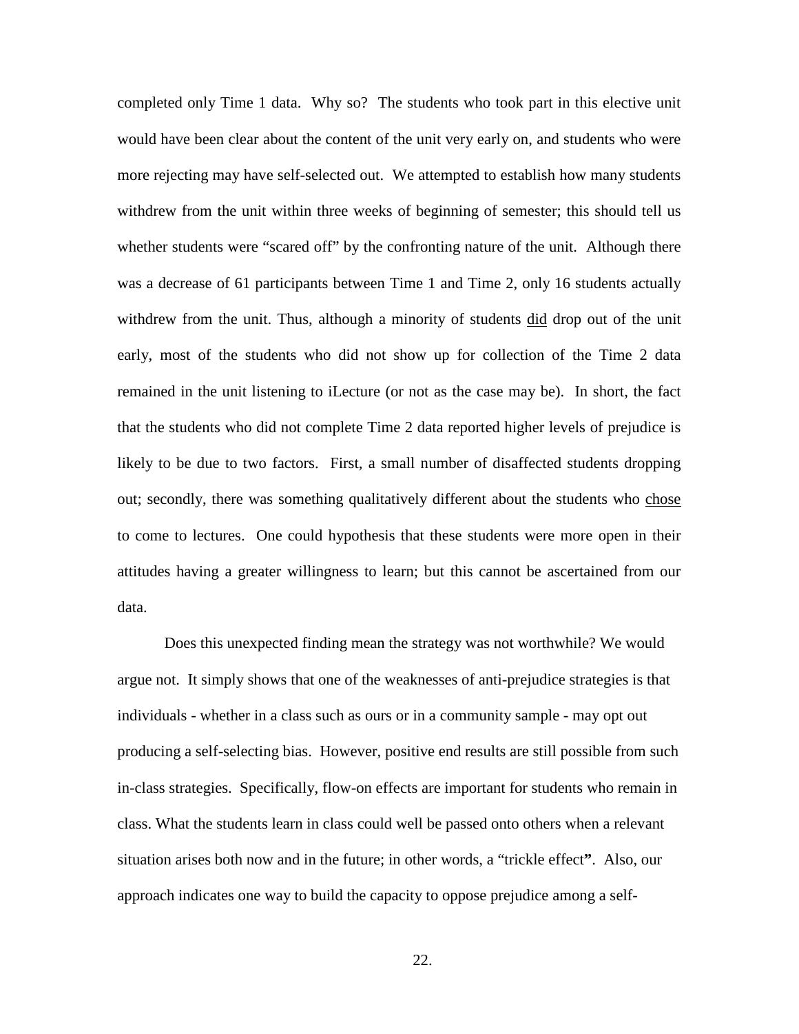completed only Time 1 data. Why so? The students who took part in this elective unit would have been clear about the content of the unit very early on, and students who were more rejecting may have self-selected out. We attempted to establish how many students withdrew from the unit within three weeks of beginning of semester; this should tell us whether students were "scared off" by the confronting nature of the unit. Although there was a decrease of 61 participants between Time 1 and Time 2, only 16 students actually withdrew from the unit. Thus, although a minority of students <u>did</u> drop out of the unit early, most of the students who did not show up for collection of the Time 2 data remained in the unit listening to iLecture (or not as the case may be). In short, the fact that the students who did not complete Time 2 data reported higher levels of prejudice is likely to be due to two factors. First, a small number of disaffected students dropping out; secondly, there was something qualitatively different about the students who <u>chose</u> to come to lectures. One could hypothesis that these students were more open in their attitudes having a greater willingness to learn; but this cannot be ascertained from our data.

Does this unexpected finding mean the strategy was not worthwhile? We would argue not. It simply shows that one of the weaknesses of anti-prejudice strategies is that individuals - whether in a class such as ours or in a community sample - may opt out producing a self-selecting bias. However, positive end results are still possible from such in-class strategies. Specifically, flow-on effects are important for students who remain in class. What the students learn in class could well be passed onto others when a relevant situation arises both now and in the future; in other words, a "trickle effect**"**. Also, our approach indicates one way to build the capacity to oppose prejudice among a self-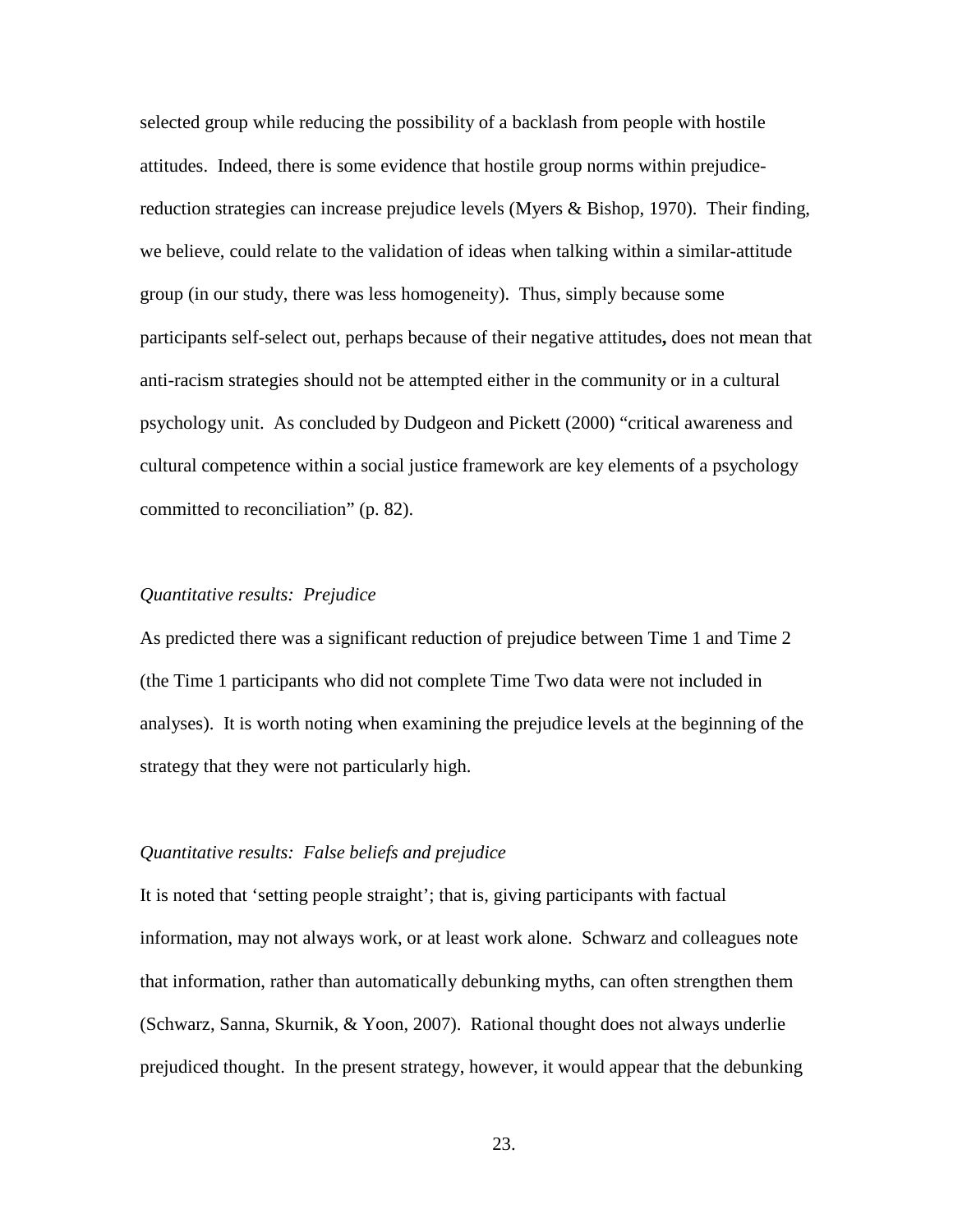selected group while reducing the possibility of a backlash from people with hostile attitudes. Indeed, there is some evidence that hostile group norms within prejudice-reduction strategies can increase prejudice levels (Myers & Bishop, 1970). Their finding, we believe, could relate to the validation of ideas when talking within a similar-attitude group (in our study, there was less homogeneity). Thus, simply because some participants self-select out, perhaps because of their negative attitudes**,** does not mean that anti-racism strategies should not be attempted either in the community or in a cultural psychology unit. As concluded by Dudgeon and Pickett (2000) "critical awareness and cultural competence within a social justice framework are key elements of a psychology committed to reconciliation" (p. 82).

*Quantitative results: Prejudice*

As predicted there was a significant reduction of prejudice between Time 1 and Time 2 (the Time 1 participants who did not complete Time Two data were not included in analyses). It is worth noting when examining the prejudice levels at the beginning of the strategy that they were not particularly high.

*Quantitative results: False beliefs and prejudice*

It is noted that 'setting people straight'; that is, giving participants with factual information, may not always work, or at least work alone. Schwarz and colleagues note that information, rather than automatically debunking myths, can often strengthen them (Schwarz, Sanna, Skurnik, & Yoon, 2007). Rational thought does not always underlie prejudiced thought. In the present strategy, however, it would appear that the debunking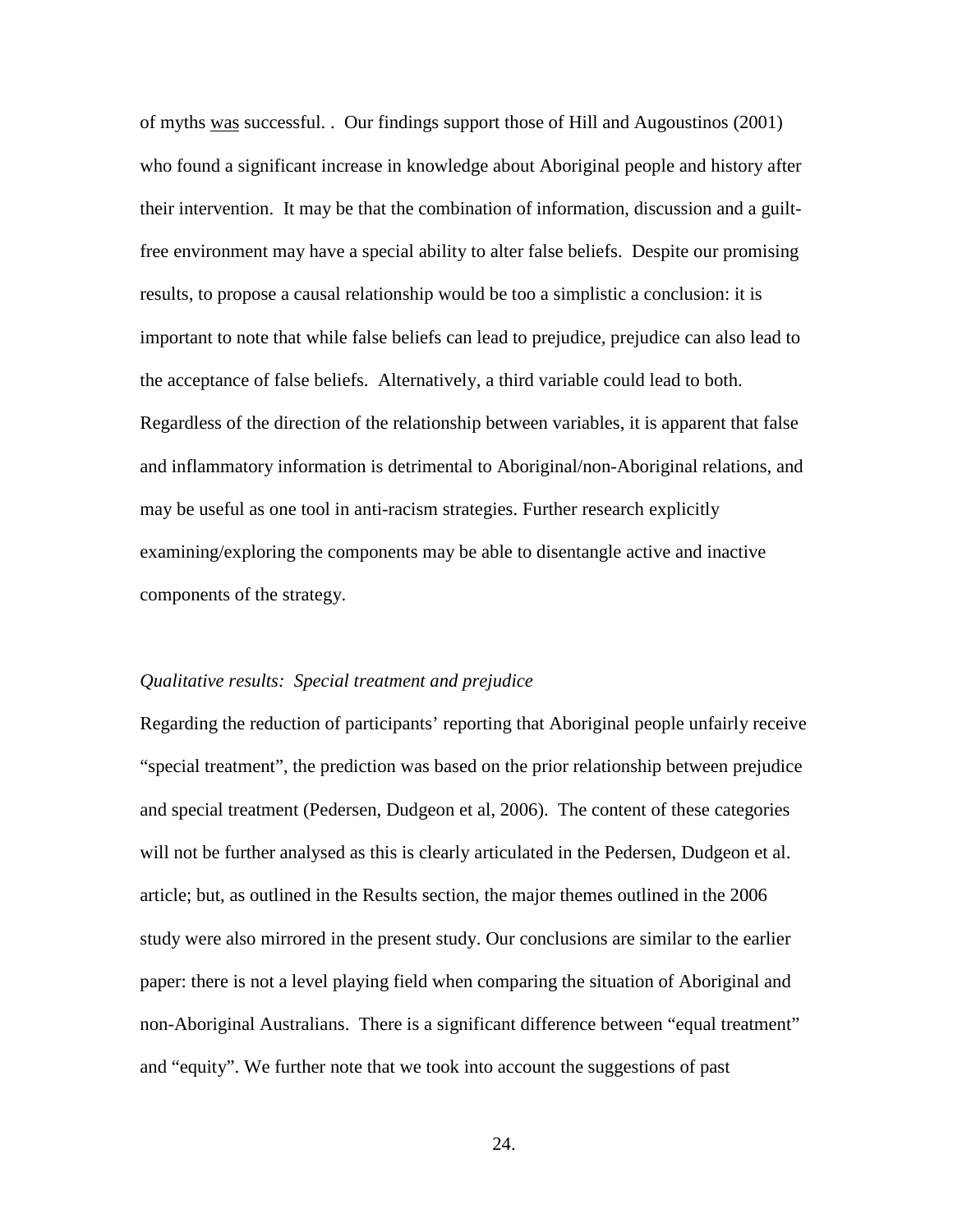of myths was successful. . Our findings support those of Hill and Augoustinos (2001) who found a significant increase in knowledge about Aboriginal people and history after their intervention. It may be that the combination of information, discussion and a guilt-free environment may have a special ability to alter false beliefs. Despite our promising results, to propose a causal relationship would be too a simplistic a conclusion: it is important to note that while false beliefs can lead to prejudice, prejudice can also lead to the acceptance of false beliefs. Alternatively, a third variable could lead to both. Regardless of the direction of the relationship between variables, it is apparent that false and inflammatory information is detrimental to Aboriginal/non-Aboriginal relations, and may be useful as one tool in anti-racism strategies. Further research explicitly examining/exploring the components may be able to disentangle active and inactive components of the strategy.

*Qualitative results: Special treatment and prejudice*

Regarding the reduction of participants' reporting that Aboriginal people unfairly receive "special treatment", the prediction was based on the prior relationship between prejudice and special treatment (Pedersen, Dudgeon et al, 2006). The content of these categories will not be further analysed as this is clearly articulated in the Pedersen, Dudgeon et al. article; but, as outlined in the Results section, the major themes outlined in the 2006 study were also mirrored in the present study. Our conclusions are similar to the earlier paper: there is not a level playing field when comparing the situation of Aboriginal and non-Aboriginal Australians. There is a significant difference between "equal treatment" and "equity". We further note that we took into account the suggestions of past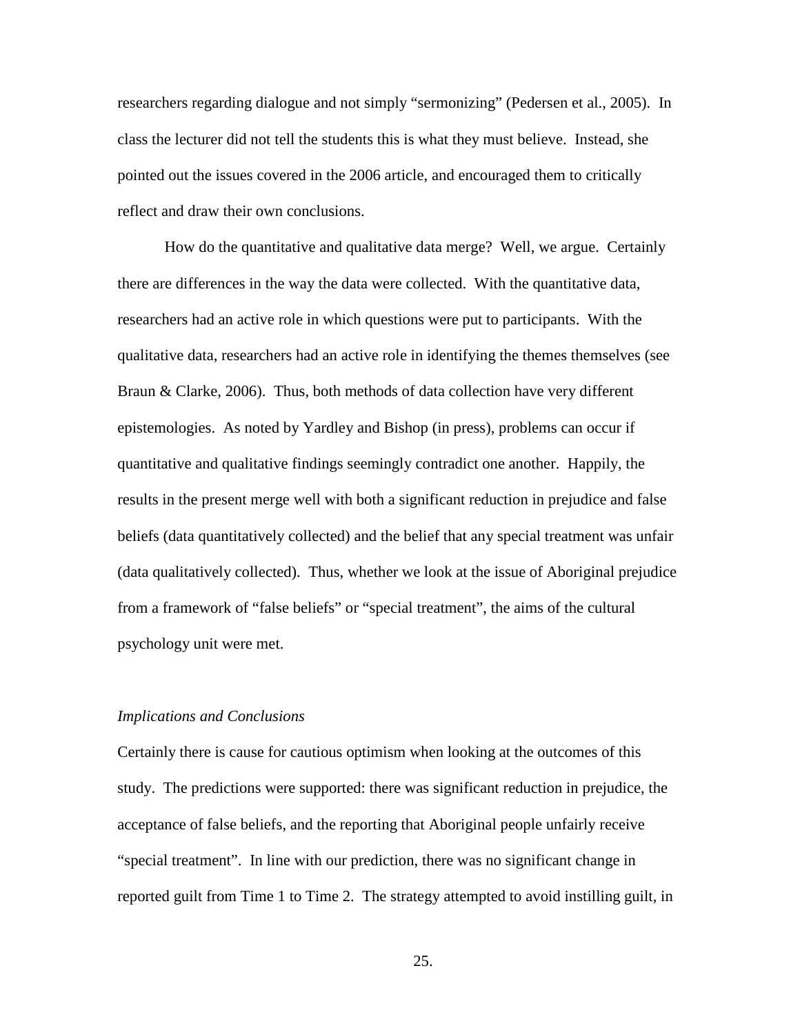researchers regarding dialogue and not simply "sermonizing" (Pedersen et al., 2005). In class the lecturer did not tell the students this is what they must believe. Instead, she pointed out the issues covered in the 2006 article, and encouraged them to critically reflect and draw their own conclusions.

How do the quantitative and qualitative data merge? Well, we argue. Certainly there are differences in the way the data were collected. With the quantitative data, researchers had an active role in which questions were put to participants. With the qualitative data, researchers had an active role in identifying the themes themselves (see Braun & Clarke, 2006). Thus, both methods of data collection have very different epistemologies. As noted by Yardley and Bishop (in press), problems can occur if quantitative and qualitative findings seemingly contradict one another. Happily, the results in the present merge well with both a significant reduction in prejudice and false beliefs (data quantitatively collected) and the belief that any special treatment was unfair (data qualitatively collected). Thus, whether we look at the issue of Aboriginal prejudice from a framework of "false beliefs" or "special treatment", the aims of the cultural psychology unit were met.

### *Implications and Conclusions*

Certainly there is cause for cautious optimism when looking at the outcomes of this study. The predictions were supported: there was significant reduction in prejudice, the acceptance of false beliefs, and the reporting that Aboriginal people unfairly receive "special treatment". In line with our prediction, there was no significant change in reported guilt from Time 1 to Time 2. The strategy attempted to avoid instilling guilt, in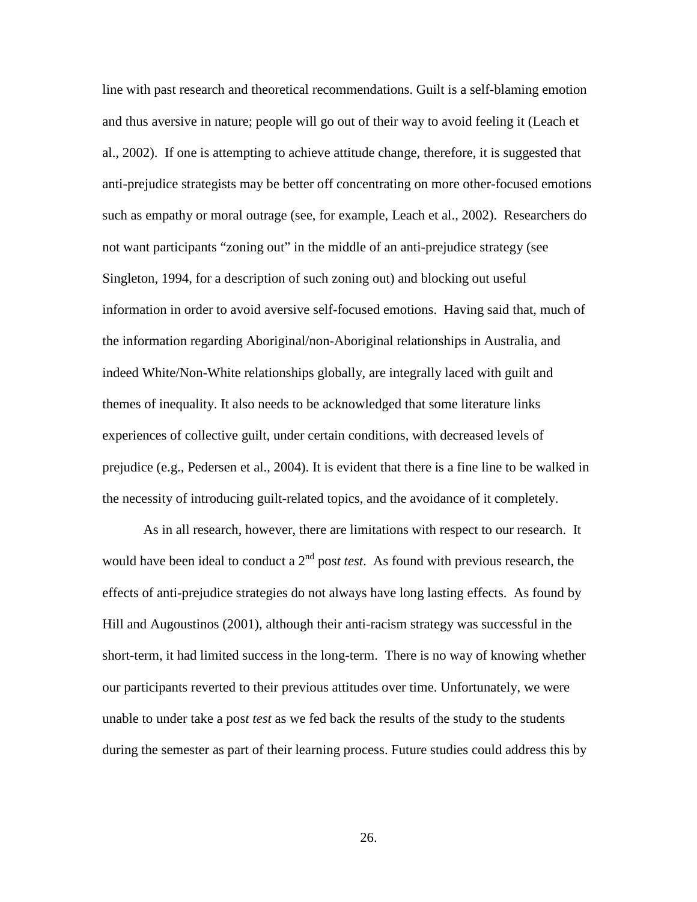line with past research and theoretical recommendations. Guilt is a self-blaming emotion and thus aversive in nature; people will go out of their way to avoid feeling it (Leach et al., 2002). If one is attempting to achieve attitude change, therefore, it is suggested that anti-prejudice strategists may be better off concentrating on more other-focused emotions such as empathy or moral outrage (see, for example, Leach et al., 2002). Researchers do not want participants "zoning out" in the middle of an anti-prejudice strategy (see Singleton, 1994, for a description of such zoning out) and blocking out useful information in order to avoid aversive self-focused emotions. Having said that, much of the information regarding Aboriginal/non-Aboriginal relationships in Australia, and indeed White/Non-White relationships globally, are integrally laced with guilt and themes of inequality. It also needs to be acknowledged that some literature links experiences of collective guilt, under certain conditions, with decreased levels of prejudice (e.g., Pedersen et al., 2004). It is evident that there is a fine line to be walked in the necessity of introducing guilt-related topics, and the avoidance of it completely.

As in all research, however, there are limitations with respect to our research. It would have been ideal to conduct a 2nd pos*t test*. As found with previous research, the effects of anti-prejudice strategies do not always have long lasting effects. As found by Hill and Augoustinos (2001), although their anti-racism strategy was successful in the short-term, it had limited success in the long-term. There is no way of knowing whether our participants reverted to their previous attitudes over time. Unfortunately, we were unable to under take a pos*t test* as we fed back the results of the study to the students during the semester as part of their learning process. Future studies could address this by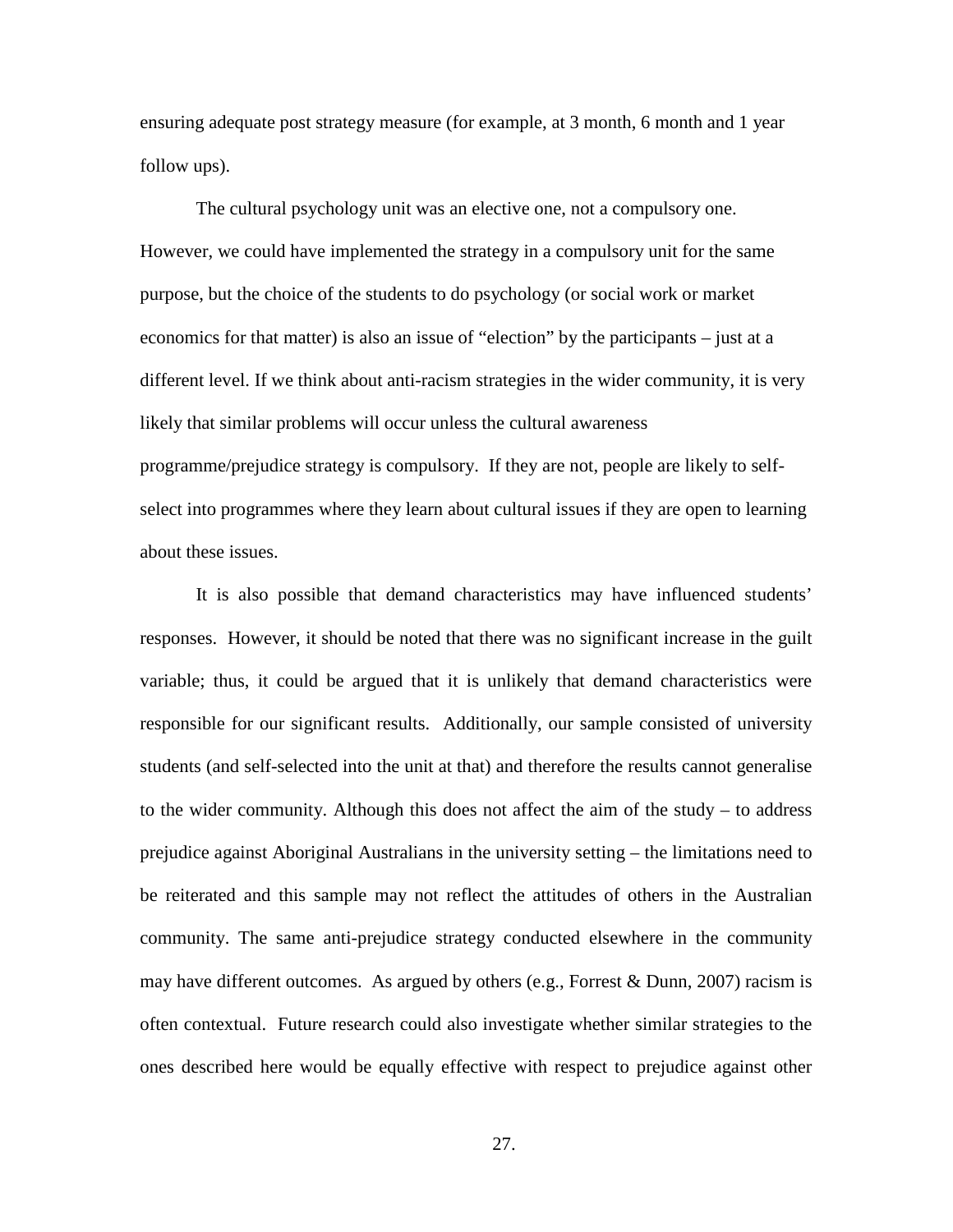ensuring adequate post strategy measure (for example, at 3 month, 6 month and 1 year follow ups).

The cultural psychology unit was an elective one, not a compulsory one. However, we could have implemented the strategy in a compulsory unit for the same purpose, but the choice of the students to do psychology (or social work or market economics for that matter) is also an issue of "election" by the participants – just at a different level. If we think about anti-racism strategies in the wider community, it is very likely that similar problems will occur unless the cultural awareness programme/prejudice strategy is compulsory. If they are not, people are likely to self-select into programmes where they learn about cultural issues if they are open to learning about these issues.

It is also possible that demand characteristics may have influenced students' responses. However, it should be noted that there was no significant increase in the guilt variable; thus, it could be argued that it is unlikely that demand characteristics were responsible for our significant results. Additionally, our sample consisted of university students (and self-selected into the unit at that) and therefore the results cannot generalise to the wider community. Although this does not affect the aim of the study – to address prejudice against Aboriginal Australians in the university setting – the limitations need to be reiterated and this sample may not reflect the attitudes of others in the Australian community. The same anti-prejudice strategy conducted elsewhere in the community may have different outcomes. As argued by others (e.g., Forrest & Dunn, 2007) racism is often contextual. Future research could also investigate whether similar strategies to the ones described here would be equally effective with respect to prejudice against other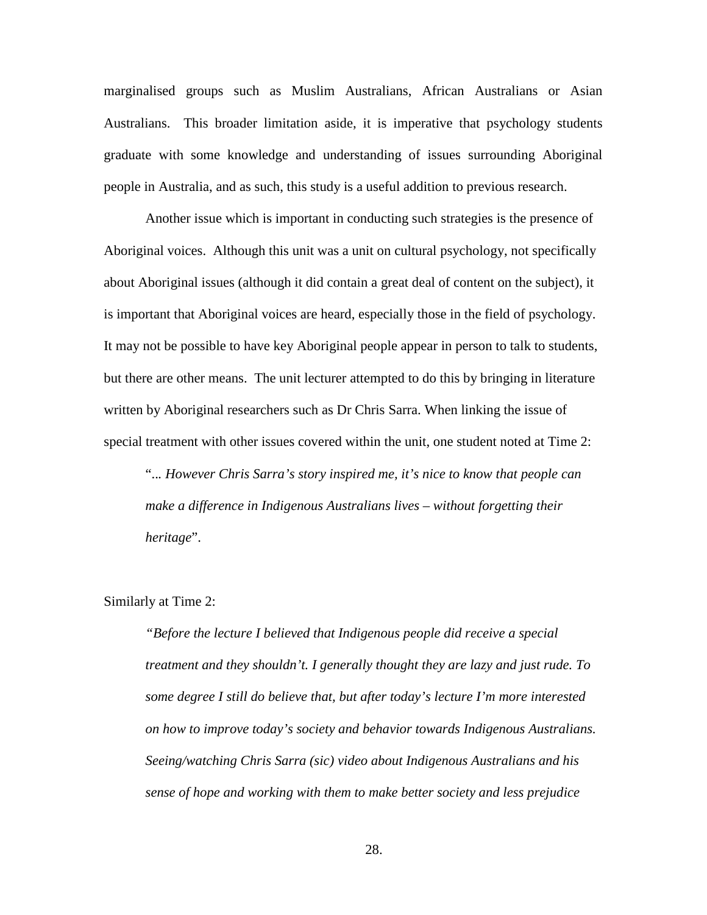marginalised groups such as Muslim Australians, African Australians or Asian Australians. This broader limitation aside, it is imperative that psychology students graduate with some knowledge and understanding of issues surrounding Aboriginal people in Australia, and as such, this study is a useful addition to previous research.

Another issue which is important in conducting such strategies is the presence of Aboriginal voices. Although this unit was a unit on cultural psychology, not specifically about Aboriginal issues (although it did contain a great deal of content on the subject), it is important that Aboriginal voices are heard, especially those in the field of psychology. It may not be possible to have key Aboriginal people appear in person to talk to students, but there are other means. The unit lecturer attempted to do this by bringing in literature written by Aboriginal researchers such as Dr Chris Sarra. When linking the issue of special treatment with other issues covered within the unit, one student noted at Time 2:

> "*... However Chris Sarra's story inspired me, it's nice to know that people can make a difference in Indigenous Australians lives – without forgetting their heritage*".

Similarly at Time 2:

> *"Before the lecture I believed that Indigenous people did receive a special treatment and they shouldn't. I generally thought they are lazy and just rude. To some degree I still do believe that, but after today's lecture I'm more interested on how to improve today's society and behavior towards Indigenous Australians. Seeing/watching Chris Sarra (sic) video about Indigenous Australians and his sense of hope and working with them to make better society and less prejudice*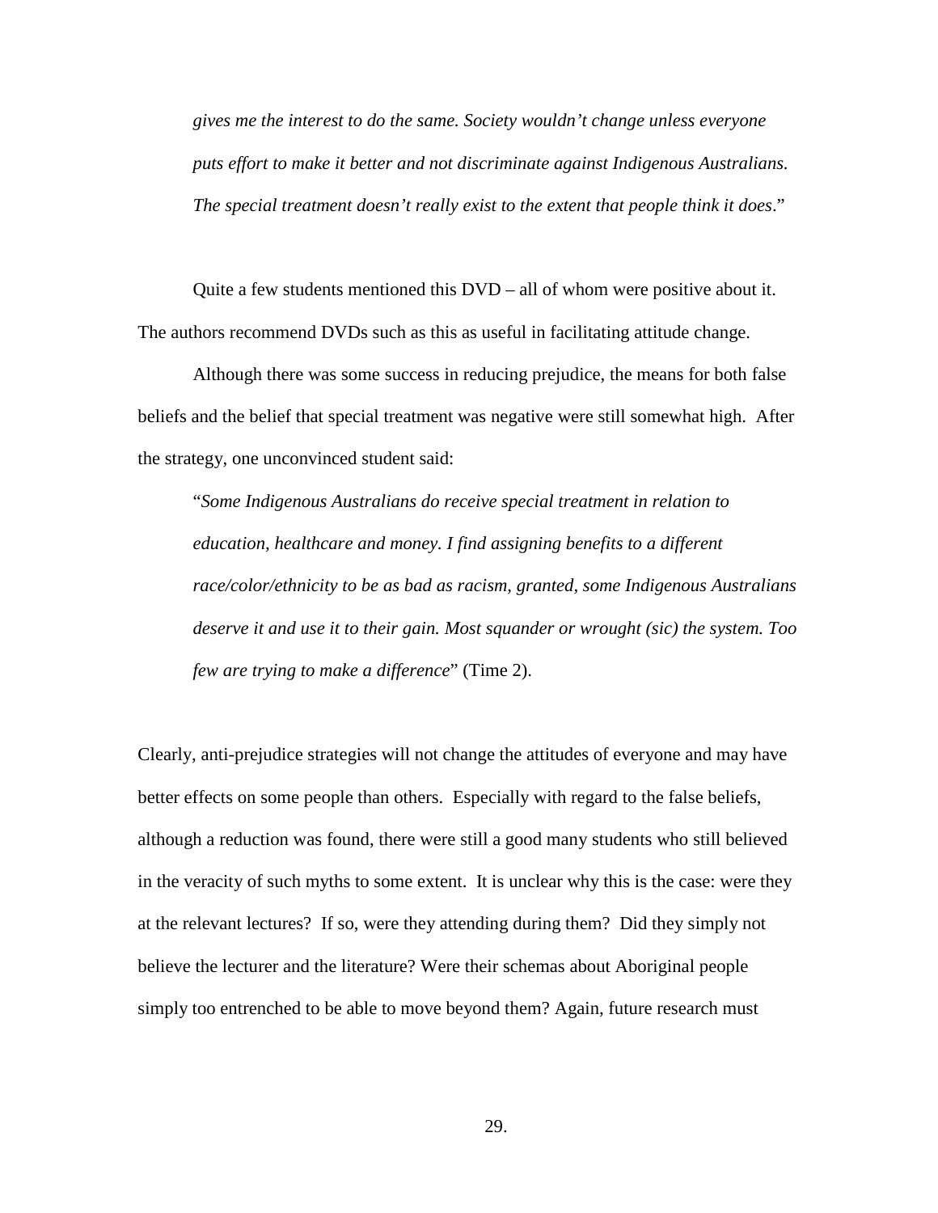*gives me the interest to do the same. Society wouldn't change unless everyone puts effort to make it better and not discriminate against Indigenous Australians. The special treatment doesn't really exist to the extent that people think it does*."

Quite a few students mentioned this DVD – all of whom were positive about it. The authors recommend DVDs such as this as useful in facilitating attitude change.

Although there was some success in reducing prejudice, the means for both false beliefs and the belief that special treatment was negative were still somewhat high. After the strategy, one unconvinced student said:

"*Some Indigenous Australians do receive special treatment in relation to education, healthcare and money. I find assigning benefits to a different race/color/ethnicity to be as bad as racism, granted, some Indigenous Australians deserve it and use it to their gain. Most squander or wrought (sic) the system. Too few are trying to make a difference*" (Time 2).

Clearly, anti-prejudice strategies will not change the attitudes of everyone and may have better effects on some people than others. Especially with regard to the false beliefs, although a reduction was found, there were still a good many students who still believed in the veracity of such myths to some extent. It is unclear why this is the case: were they at the relevant lectures? If so, were they attending during them? Did they simply not believe the lecturer and the literature? Were their schemas about Aboriginal people simply too entrenched to be able to move beyond them? Again, future research must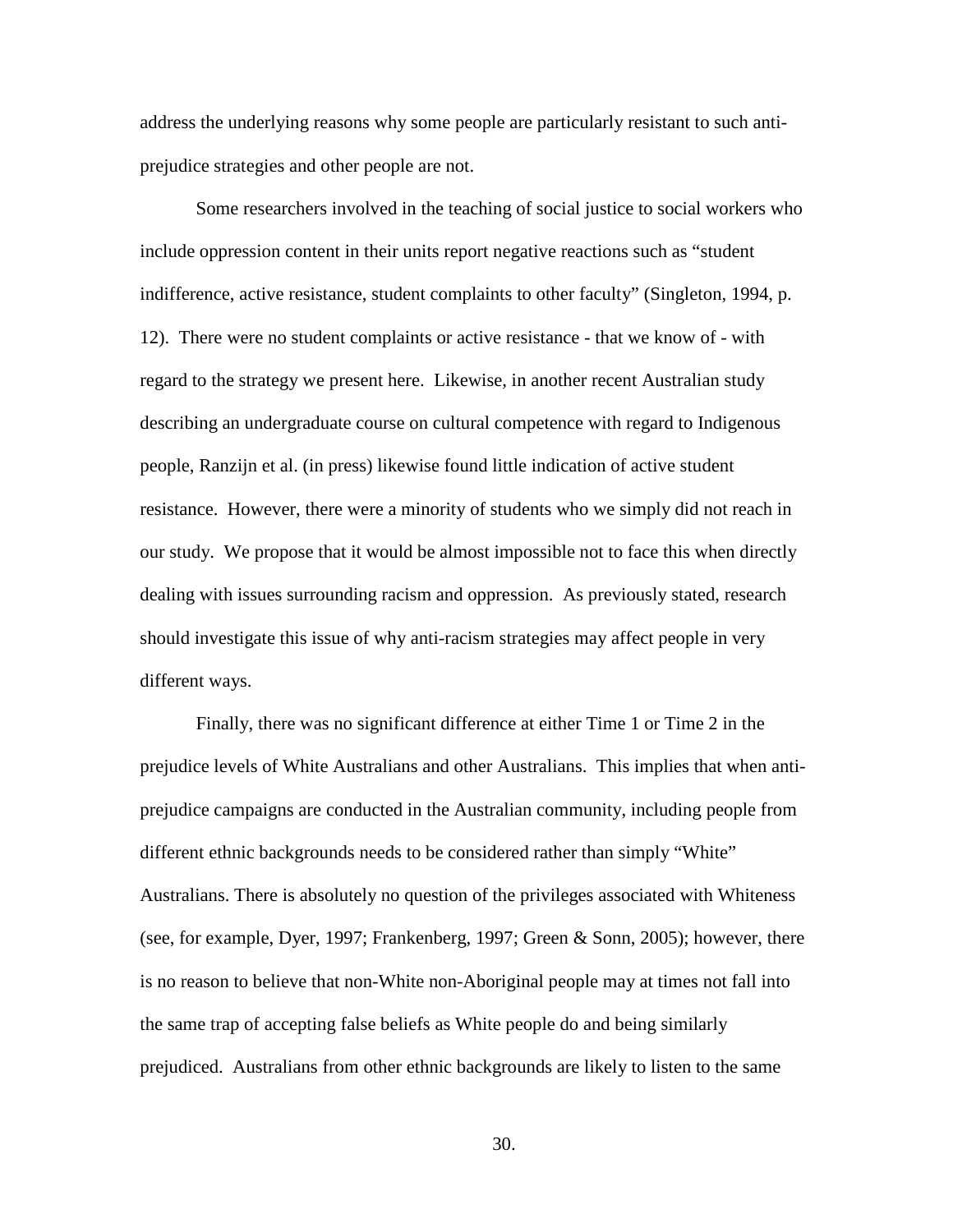address the underlying reasons why some people are particularly resistant to such anti-prejudice strategies and other people are not.

Some researchers involved in the teaching of social justice to social workers who include oppression content in their units report negative reactions such as "student indifference, active resistance, student complaints to other faculty" (Singleton, 1994, p. 12). There were no student complaints or active resistance - that we know of - with regard to the strategy we present here. Likewise, in another recent Australian study describing an undergraduate course on cultural competence with regard to Indigenous people, Ranzijn et al. (in press) likewise found little indication of active student resistance. However, there were a minority of students who we simply did not reach in our study. We propose that it would be almost impossible not to face this when directly dealing with issues surrounding racism and oppression. As previously stated, research should investigate this issue of why anti-racism strategies may affect people in very different ways.

Finally, there was no significant difference at either Time 1 or Time 2 in the prejudice levels of White Australians and other Australians. This implies that when anti-prejudice campaigns are conducted in the Australian community, including people from different ethnic backgrounds needs to be considered rather than simply "White" Australians. There is absolutely no question of the privileges associated with Whiteness (see, for example, Dyer, 1997; Frankenberg, 1997; Green & Sonn, 2005); however, there is no reason to believe that non-White non-Aboriginal people may at times not fall into the same trap of accepting false beliefs as White people do and being similarly prejudiced. Australians from other ethnic backgrounds are likely to listen to the same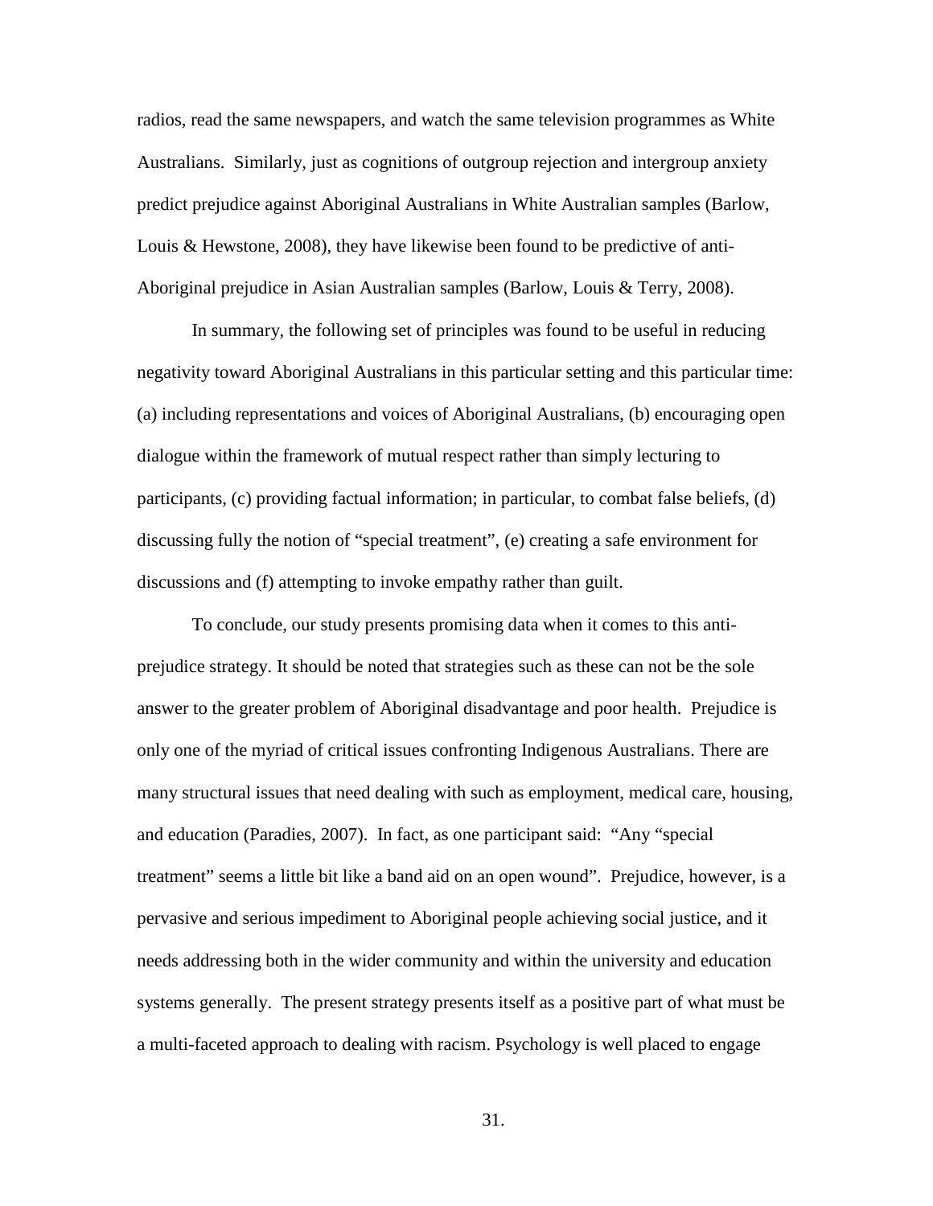radios, read the same newspapers, and watch the same television programmes as White Australians. Similarly, just as cognitions of outgroup rejection and intergroup anxiety predict prejudice against Aboriginal Australians in White Australian samples (Barlow, Louis & Hewstone, 2008), they have likewise been found to be predictive of anti-Aboriginal prejudice in Asian Australian samples (Barlow, Louis & Terry, 2008).

In summary, the following set of principles was found to be useful in reducing negativity toward Aboriginal Australians in this particular setting and this particular time: (a) including representations and voices of Aboriginal Australians, (b) encouraging open dialogue within the framework of mutual respect rather than simply lecturing to participants, (c) providing factual information; in particular, to combat false beliefs, (d) discussing fully the notion of "special treatment", (e) creating a safe environment for discussions and (f) attempting to invoke empathy rather than guilt.

To conclude, our study presents promising data when it comes to this anti-prejudice strategy. It should be noted that strategies such as these can not be the sole answer to the greater problem of Aboriginal disadvantage and poor health. Prejudice is only one of the myriad of critical issues confronting Indigenous Australians. There are many structural issues that need dealing with such as employment, medical care, housing, and education (Paradies, 2007). In fact, as one participant said: "Any "special treatment" seems a little bit like a band aid on an open wound". Prejudice, however, is a pervasive and serious impediment to Aboriginal people achieving social justice, and it needs addressing both in the wider community and within the university and education systems generally. The present strategy presents itself as a positive part of what must be a multi-faceted approach to dealing with racism. Psychology is well placed to engage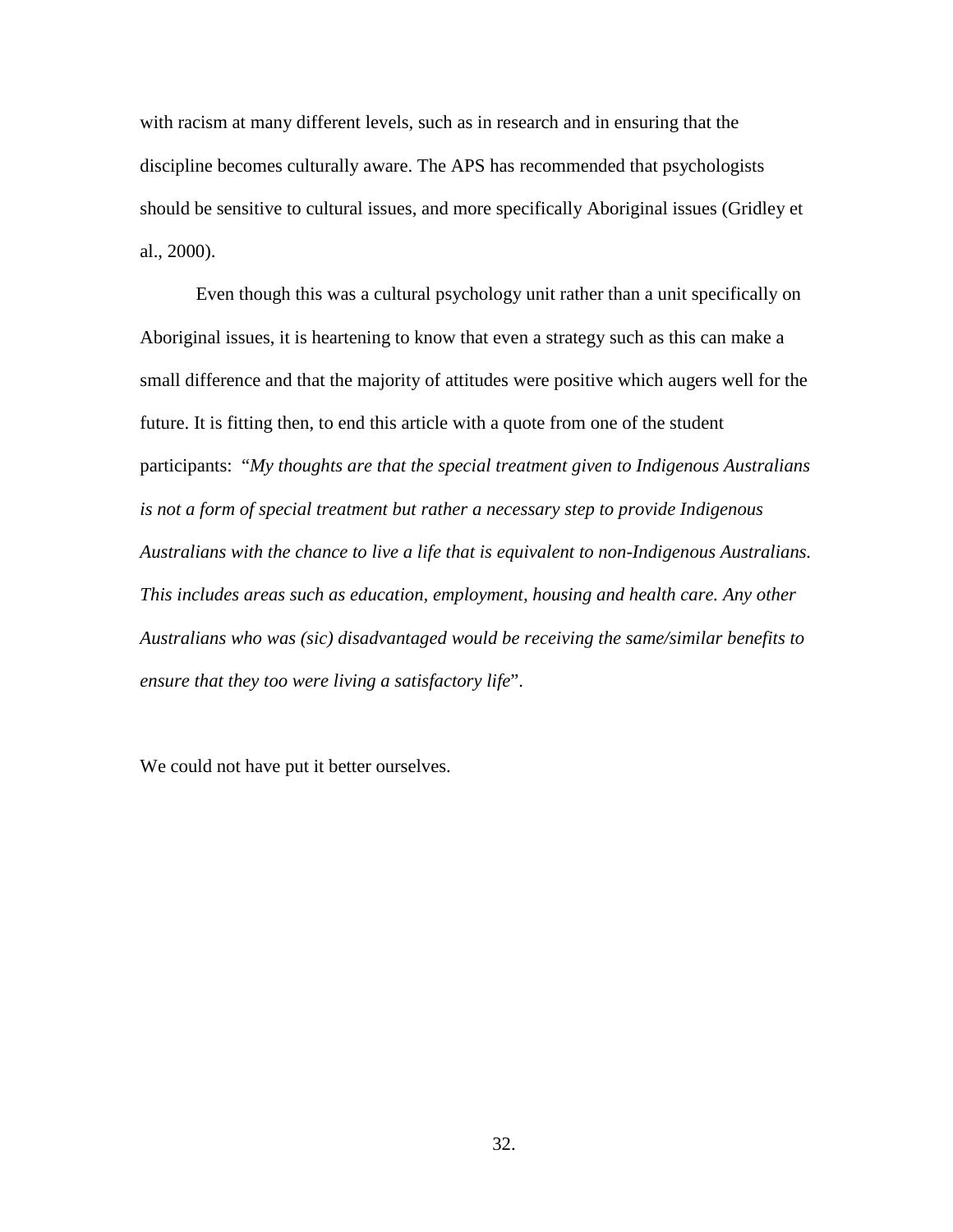with racism at many different levels, such as in research and in ensuring that the discipline becomes culturally aware. The APS has recommended that psychologists should be sensitive to cultural issues, and more specifically Aboriginal issues (Gridley et al., 2000).

Even though this was a cultural psychology unit rather than a unit specifically on Aboriginal issues, it is heartening to know that even a strategy such as this can make a small difference and that the majority of attitudes were positive which augers well for the future. It is fitting then, to end this article with a quote from one of the student participants: "*My thoughts are that the special treatment given to Indigenous Australians is not a form of special treatment but rather a necessary step to provide Indigenous Australians with the chance to live a life that is equivalent to non-Indigenous Australians. This includes areas such as education, employment, housing and health care. Any other Australians who was (sic) disadvantaged would be receiving the same/similar benefits to ensure that they too were living a satisfactory life*".

We could not have put it better ourselves.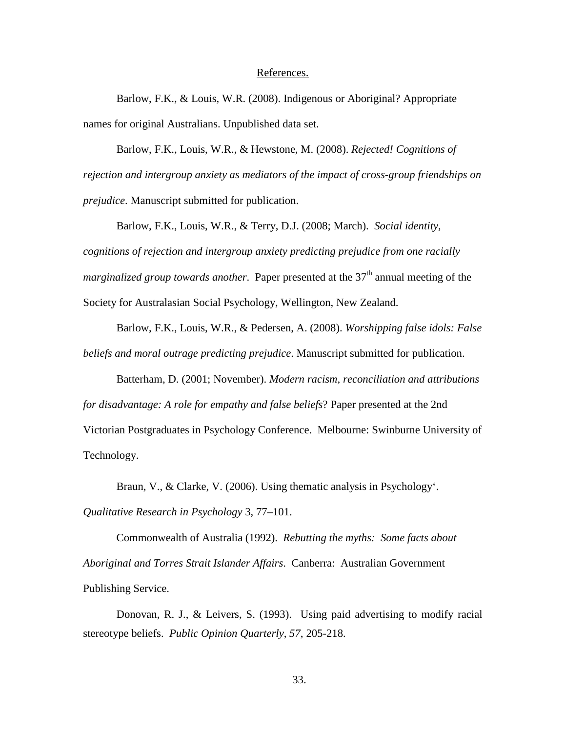References.

Barlow, F.K., & Louis, W.R. (2008). Indigenous or Aboriginal? Appropriate names for original Australians. Unpublished data set.

Barlow, F.K., Louis, W.R., & Hewstone, M. (2008). *Rejected! Cognitions of rejection and intergroup anxiety as mediators of the impact of cross-group friendships on prejudice*. Manuscript submitted for publication.

Barlow, F.K., Louis, W.R., & Terry, D.J. (2008; March). *Social identity, cognitions of rejection and intergroup anxiety predicting prejudice from one racially marginalized group towards another*. Paper presented at the 37th annual meeting of the Society for Australasian Social Psychology, Wellington, New Zealand.

Barlow, F.K., Louis, W.R., & Pedersen, A. (2008). *Worshipping false idols: False beliefs and moral outrage predicting prejudice*. Manuscript submitted for publication.

Batterham, D. (2001; November). *Modern racism, reconciliation and attributions for disadvantage: A role for empathy and false beliefs*? Paper presented at the 2nd Victorian Postgraduates in Psychology Conference. Melbourne: Swinburne University of Technology.

Braun, V., & Clarke, V. (2006). Using thematic analysis in Psychology'. *Qualitative Research in Psychology* 3, 77–101.

Commonwealth of Australia (1992). *Rebutting the myths: Some facts about Aboriginal and Torres Strait Islander Affairs*. Canberra: Australian Government Publishing Service.

Donovan, R. J., & Leivers, S. (1993). Using paid advertising to modify racial stereotype beliefs. *Public Opinion Quarterly*, *57*, 205-218.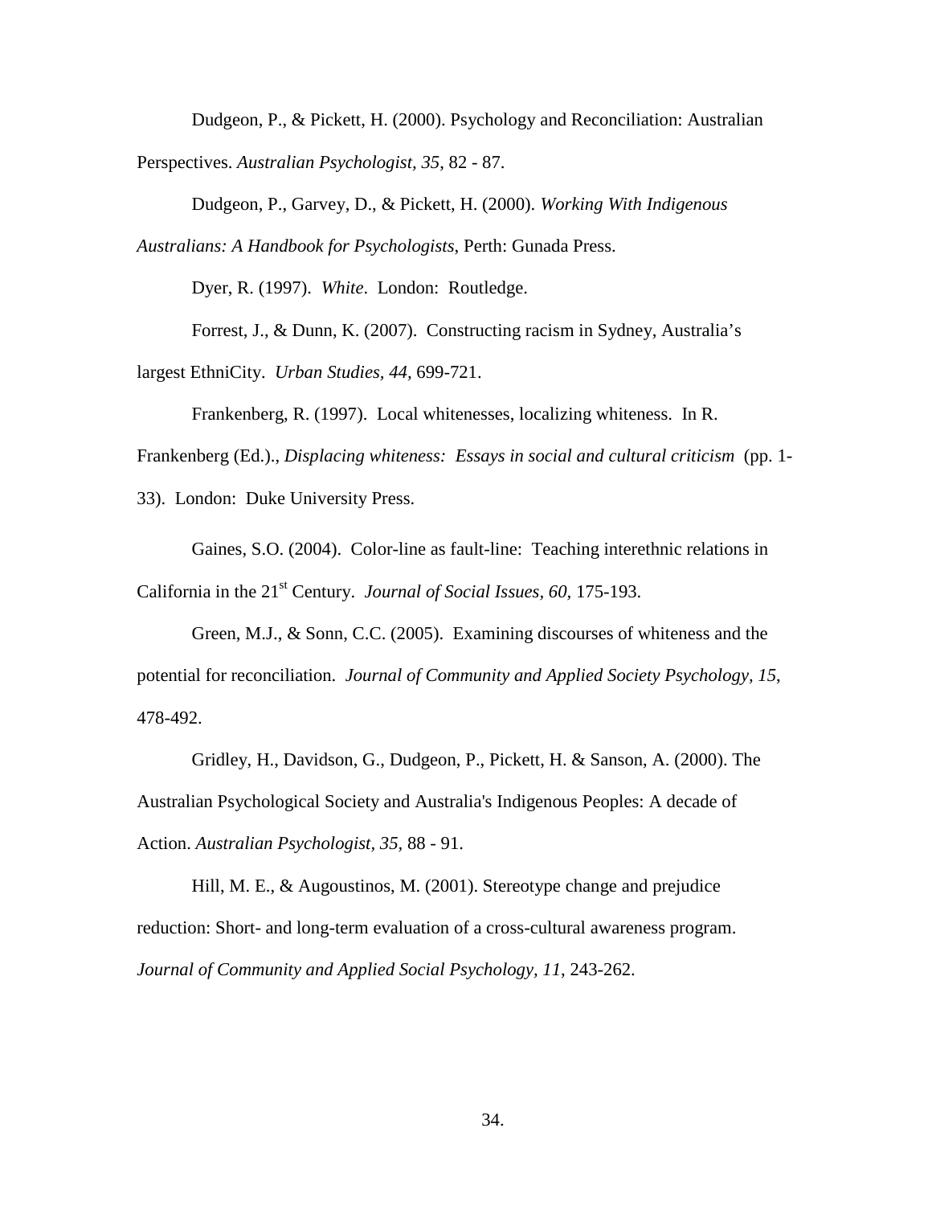Dudgeon, P., & Pickett, H. (2000). Psychology and Reconciliation: Australian Perspectives. *Australian Psychologist, 35*, 82 - 87.

Dudgeon, P., Garvey, D., & Pickett, H. (2000). *Working With Indigenous Australians: A Handbook for Psychologists*, Perth: Gunada Press.

Dyer, R. (1997). *White*. London: Routledge.

Forrest, J., & Dunn, K. (2007). Constructing racism in Sydney, Australia's largest EthniCity. *Urban Studies, 44*, 699-721.

Frankenberg, R. (1997). Local whitenesses, localizing whiteness. In R. Frankenberg (Ed.)., *Displacing whiteness: Essays in social and cultural criticism* (pp. 1-33). London: Duke University Press.

Gaines, S.O. (2004). Color-line as fault-line: Teaching interethnic relations in California in the 21st Century. *Journal of Social Issues, 60*, 175-193.

Green, M.J., & Sonn, C.C. (2005). Examining discourses of whiteness and the potential for reconciliation. *Journal of Community and Applied Society Psychology, 15*, 478-492.

Gridley, H., Davidson, G., Dudgeon, P., Pickett, H. & Sanson, A. (2000). The Australian Psychological Society and Australia's Indigenous Peoples: A decade of Action. *Australian Psychologist, 35*, 88 - 91.

Hill, M. E., & Augoustinos, M. (2001). Stereotype change and prejudice reduction: Short- and long-term evaluation of a cross-cultural awareness program. *Journal of Community and Applied Social Psychology, 11*, 243-262.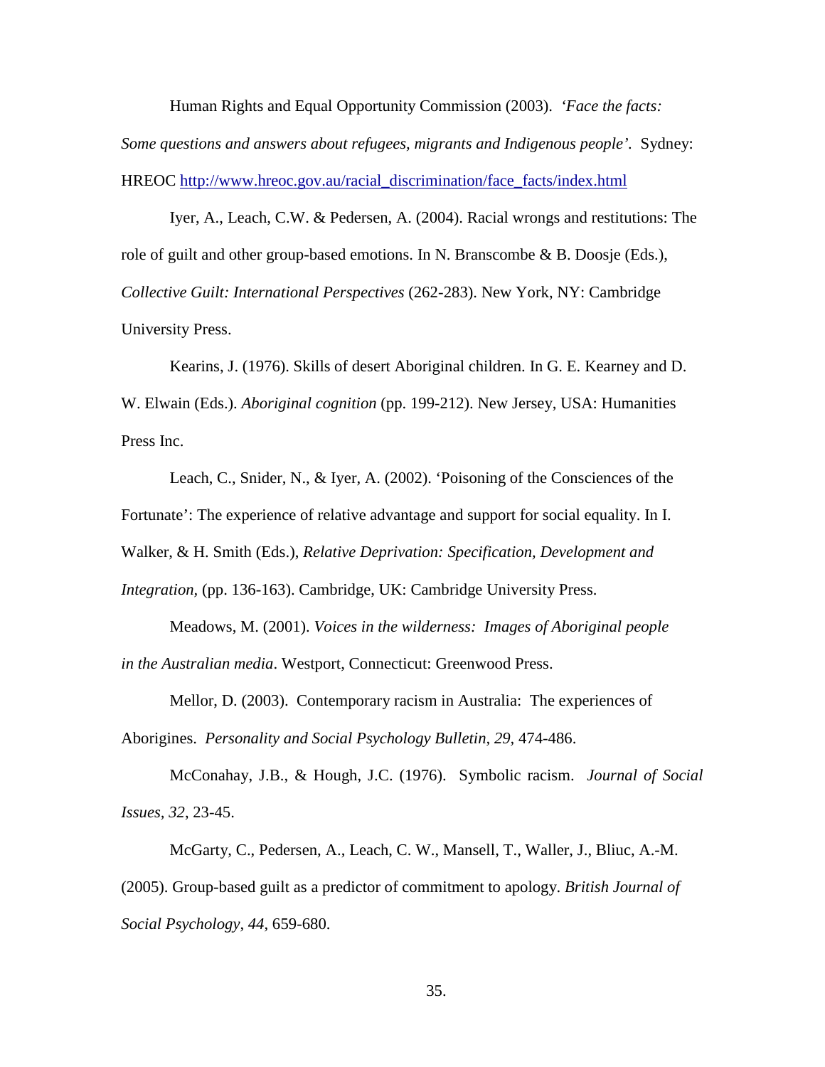Human Rights and Equal Opportunity Commission (2003). *'Face the facts: Some questions and answers about refugees, migrants and Indigenous people'.* Sydney: HREOC [http://www.hreoc.gov.au/racial_discrimination/face_facts/index.html](http://www.hreoc.gov.au/racial_discrimination/face_facts/index.html)

Iyer, A., Leach, C.W. & Pedersen, A. (2004). Racial wrongs and restitutions: The role of guilt and other group-based emotions. In N. Branscombe & B. Doosje (Eds.), *Collective Guilt: International Perspectives* (262-283). New York, NY: Cambridge University Press.

Kearins, J. (1976). Skills of desert Aboriginal children. In G. E. Kearney and D. W. Elwain (Eds.). *Aboriginal cognition* (pp. 199-212). New Jersey, USA: Humanities Press Inc.

Leach, C., Snider, N., & Iyer, A. (2002). 'Poisoning of the Consciences of the Fortunate': The experience of relative advantage and support for social equality. In I. Walker, & H. Smith (Eds.), *Relative Deprivation: Specification, Development and Integration,* (pp. 136-163). Cambridge, UK: Cambridge University Press.

Meadows, M. (2001). *Voices in the wilderness: Images of Aboriginal people in the Australian media*. Westport, Connecticut: Greenwood Press.

Mellor, D. (2003). Contemporary racism in Australia: The experiences of Aborigines. *Personality and Social Psychology Bulletin, 29*, 474-486.

McConahay, J.B., & Hough, J.C. (1976). Symbolic racism. *Journal of Social Issues, 32*, 23-45.

McGarty, C., Pedersen, A., Leach, C. W., Mansell, T., Waller, J., Bliuc, A.-M. (2005). Group-based guilt as a predictor of commitment to apology. *British Journal of Social Psychology, 44*, 659-680.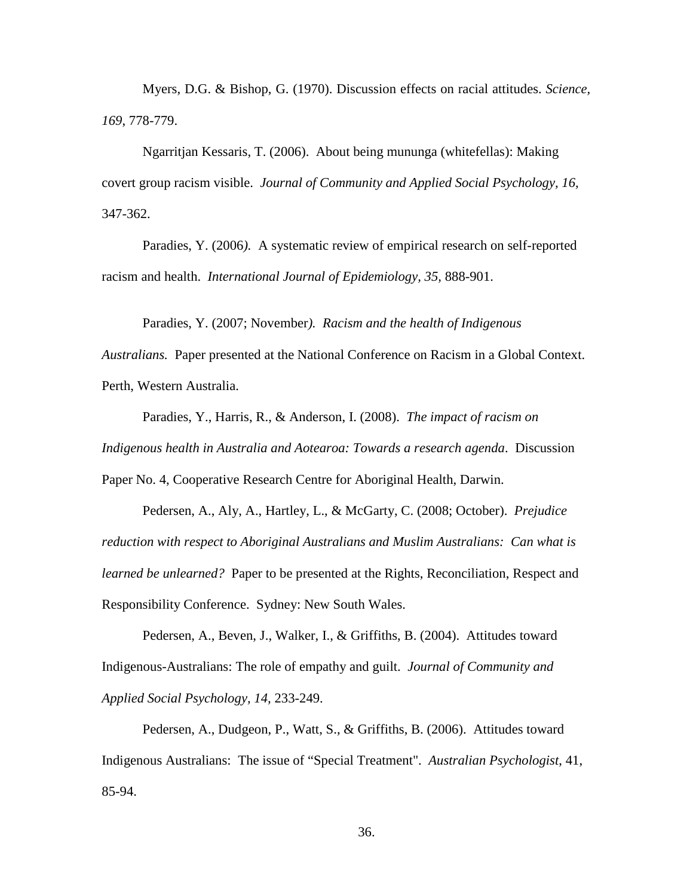Myers, D.G. & Bishop, G. (1970). Discussion effects on racial attitudes. *Science, 169,* 778-779.

Ngarritjan Kessaris, T. (2006). About being mununga (whitefellas): Making covert group racism visible. *Journal of Community and Applied Social Psychology, 16,* 347-362.

Paradies, Y. (2006*).* A systematic review of empirical research on self-reported racism and health. *International Journal of Epidemiology, 35,* 888-901.

Paradies, Y. (2007; November*). Racism and the health of Indigenous Australians.* Paper presented at the National Conference on Racism in a Global Context. Perth, Western Australia.

Paradies, Y., Harris, R., & Anderson, I. (2008). *The impact of racism on Indigenous health in Australia and Aotearoa: Towards a research agenda*. Discussion Paper No. 4, Cooperative Research Centre for Aboriginal Health, Darwin.

Pedersen, A., Aly, A., Hartley, L., & McGarty, C. (2008; October). *Prejudice reduction with respect to Aboriginal Australians and Muslim Australians: Can what is learned be unlearned?* Paper to be presented at the Rights, Reconciliation, Respect and Responsibility Conference. Sydney: New South Wales.

Pedersen, A., Beven, J., Walker, I., & Griffiths, B. (2004). Attitudes toward Indigenous-Australians: The role of empathy and guilt. *Journal of Community and Applied Social Psychology, 14,* 233-249.

Pedersen, A., Dudgeon, P., Watt, S., & Griffiths, B. (2006). Attitudes toward Indigenous Australians: The issue of "Special Treatment". *Australian Psychologist,* 41, 85-94.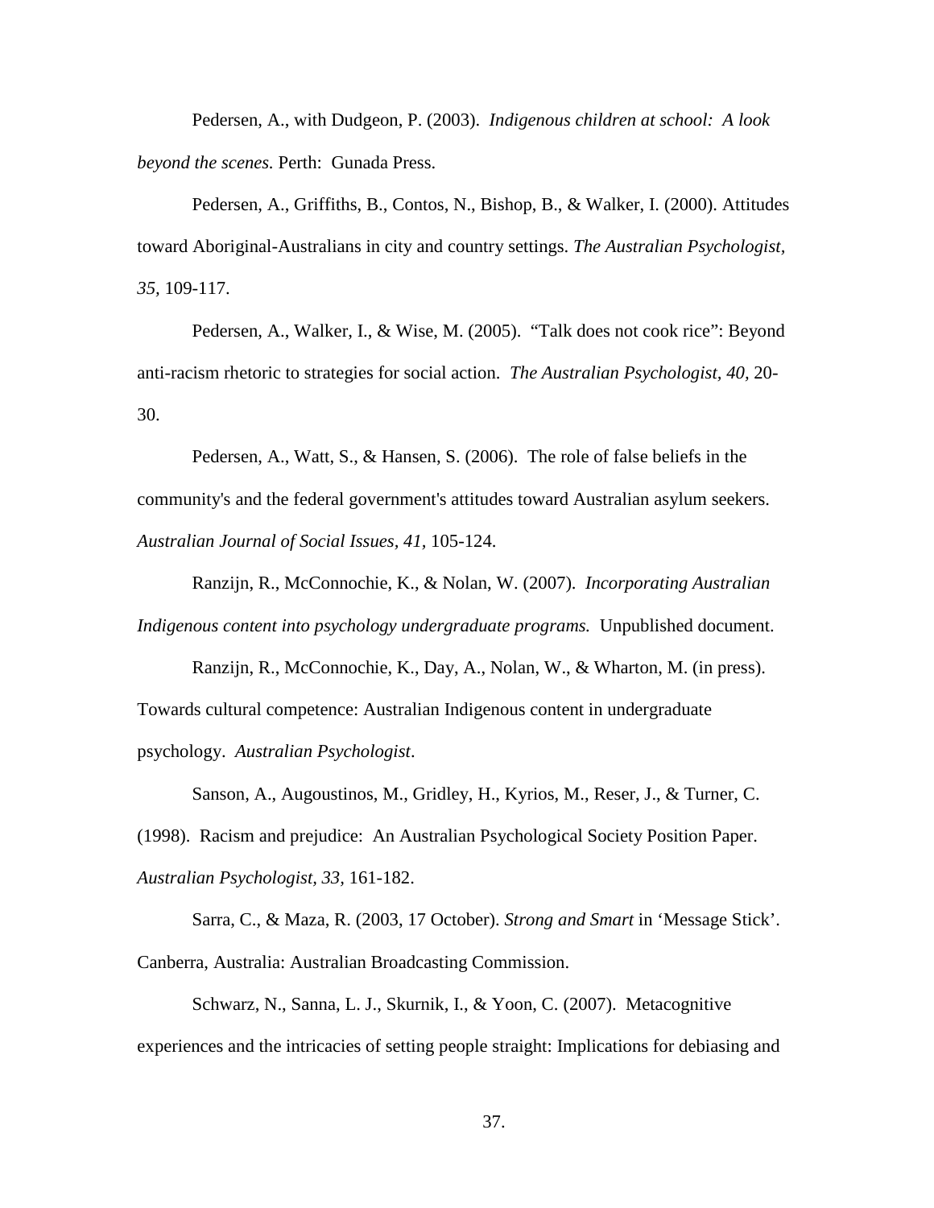Pedersen, A., with Dudgeon, P. (2003). *Indigenous children at school: A look beyond the scenes.* Perth: Gunada Press.

Pedersen, A., Griffiths, B., Contos, N., Bishop, B., & Walker, I. (2000). Attitudes toward Aboriginal-Australians in city and country settings. *The Australian Psychologist, 35,* 109-117.

Pedersen, A., Walker, I., & Wise, M. (2005). "Talk does not cook rice": Beyond anti-racism rhetoric to strategies for social action. *The Australian Psychologist, 40,* 20-30.

Pedersen, A., Watt, S., & Hansen, S. (2006). The role of false beliefs in the community's and the federal government's attitudes toward Australian asylum seekers. *Australian Journal of Social Issues, 41,* 105-124.

Ranzijn, R., McConnochie, K., & Nolan, W. (2007). *Incorporating Australian Indigenous content into psychology undergraduate programs.* Unpublished document.

Ranzijn, R., McConnochie, K., Day, A., Nolan, W., & Wharton, M. (in press). Towards cultural competence: Australian Indigenous content in undergraduate psychology. *Australian Psychologist*.

Sanson, A., Augoustinos, M., Gridley, H., Kyrios, M., Reser, J., & Turner, C. (1998). Racism and prejudice: An Australian Psychological Society Position Paper. *Australian Psychologist, 33,* 161-182.

Sarra, C., & Maza, R. (2003, 17 October). *Strong and Smart* in 'Message Stick'. Canberra, Australia: Australian Broadcasting Commission.

Schwarz, N., Sanna, L. J., Skurnik, I., & Yoon, C. (2007). Metacognitive experiences and the intricacies of setting people straight: Implications for debiasing and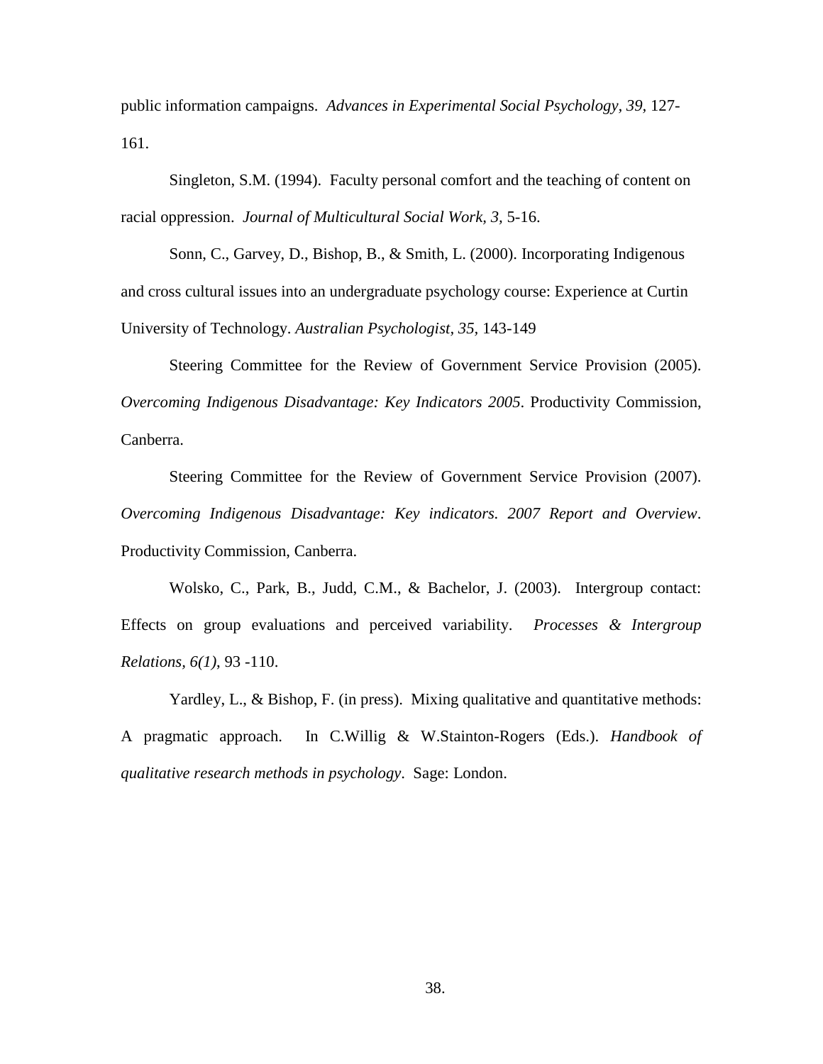public information campaigns. *Advances in Experimental Social Psychology, 39,* 127-161.

Singleton, S.M. (1994). Faculty personal comfort and the teaching of content on racial oppression. *Journal of Multicultural Social Work, 3,* 5-16.

Sonn, C., Garvey, D., Bishop, B., & Smith, L. (2000). Incorporating Indigenous and cross cultural issues into an undergraduate psychology course: Experience at Curtin University of Technology. *Australian Psychologist, 35,* 143-149

Steering Committee for the Review of Government Service Provision (2005). *Overcoming Indigenous Disadvantage: Key Indicators 2005*. Productivity Commission, Canberra.

Steering Committee for the Review of Government Service Provision (2007). *Overcoming Indigenous Disadvantage: Key indicators. 2007 Report and Overview*. Productivity Commission, Canberra.

Wolsko, C., Park, B., Judd, C.M., & Bachelor, J. (2003). Intergroup contact: Effects on group evaluations and perceived variability. *Processes & Intergroup Relations, 6(1),* 93 -110.

Yardley, L., & Bishop, F. (in press). Mixing qualitative and quantitative methods: A pragmatic approach. In C.Willig & W.Stainton-Rogers (Eds.). *Handbook of qualitative research methods in psychology*. Sage: London.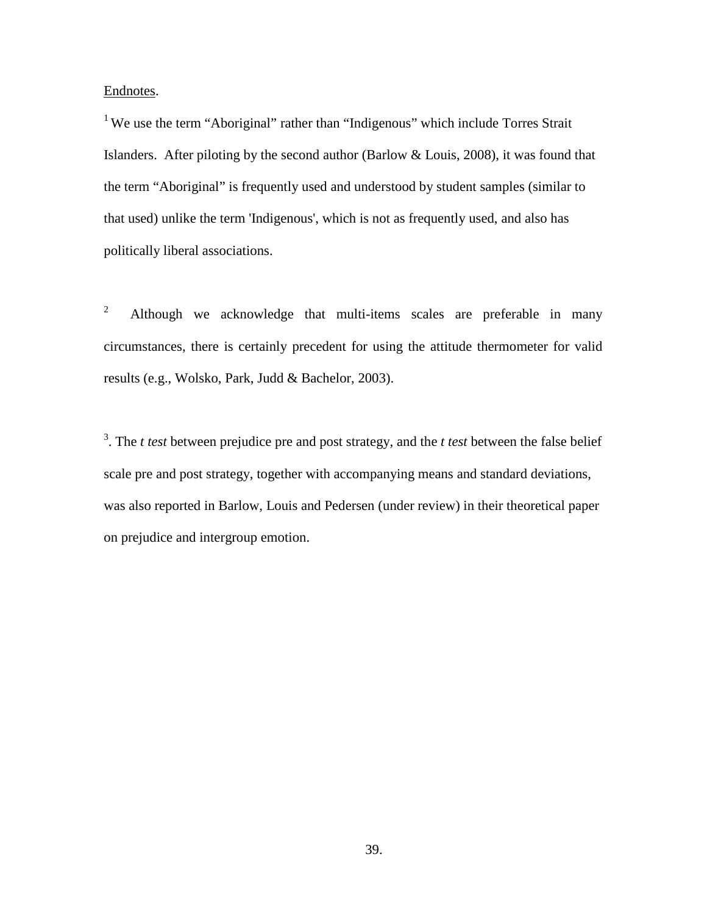Endnotes.

[1] We use the term “Aboriginal” rather than “Indigenous” which include Torres Strait Islanders. After piloting by the second author (Barlow & Louis, 2008), it was found that the term “Aboriginal” is frequently used and understood by student samples (similar to that used) unlike the term 'Indigenous', which is not as frequently used, and also has politically liberal associations.

[2] Although we acknowledge that multi-items scales are preferable in many circumstances, there is certainly precedent for using the attitude thermometer for valid results (e.g., Wolsko, Park, Judd & Bachelor, 2003).

[3]. The *t test* between prejudice pre and post strategy, and the *t test* between the false belief scale pre and post strategy, together with accompanying means and standard deviations, was also reported in Barlow, Louis and Pedersen (under review) in their theoretical paper on prejudice and intergroup emotion.